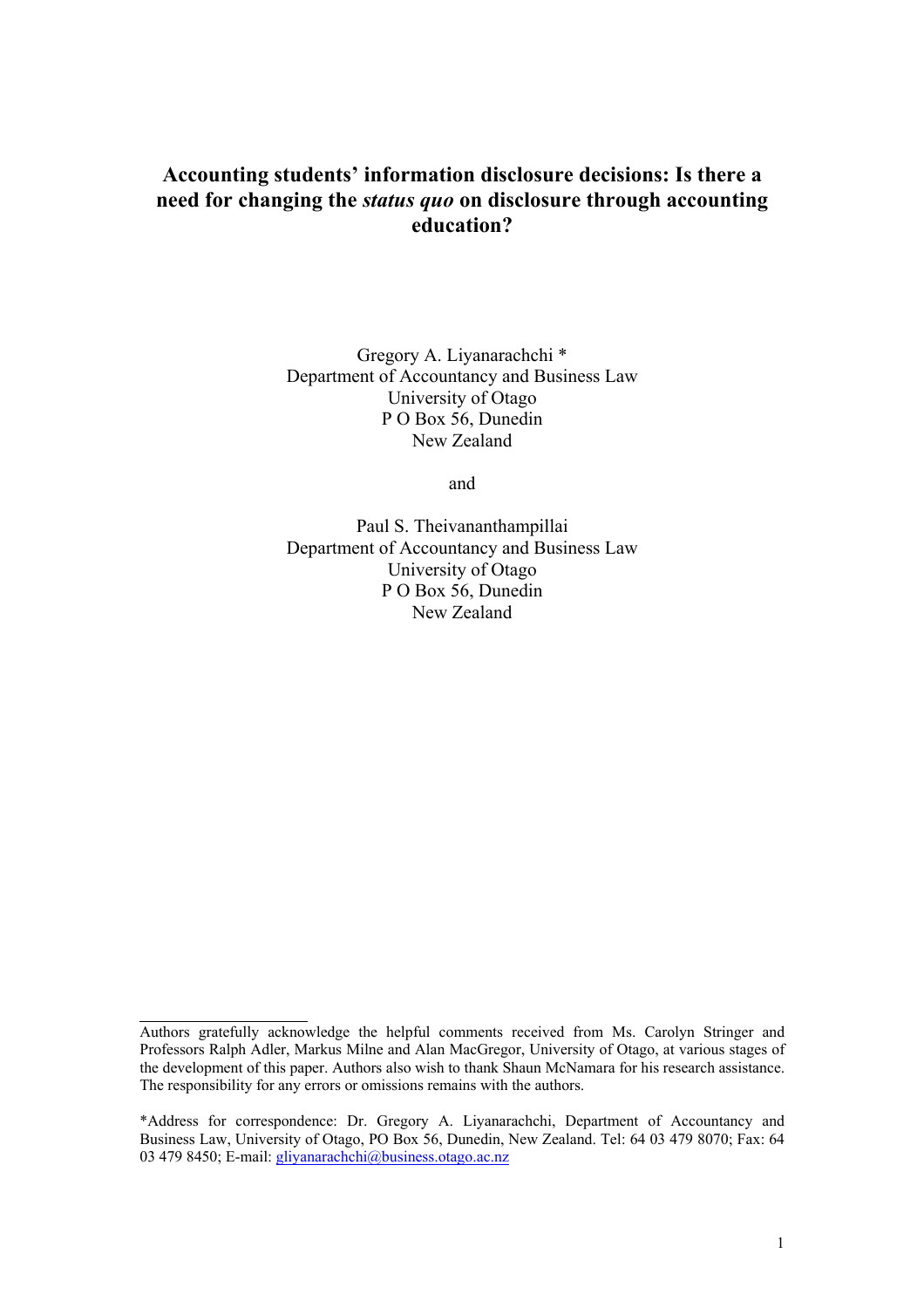# Accounting students' information disclosure decisions: Is there a need for changing the *status quo* on disclosure through accounting education?

Gregory A. Liyanarachchi *
Department of Accountancy and Business Law
University of Otago
P O Box 56, Dunedin
New Zealand

and

Paul S. Theivananthampillai
Department of Accountancy and Business Law
University of Otago
P O Box 56, Dunedin
New Zealand

---

Authors gratefully acknowledge the helpful comments received from Ms. Carolyn Stringer and Professors Ralph Adler, Markus Milne and Alan MacGregor, University of Otago, at various stages of the development of this paper. Authors also wish to thank Shaun McNamara for his research assistance. The responsibility for any errors or omissions remains with the authors.

*Address for correspondence: Dr. Gregory A. Liyanarachchi, Department of Accountancy and Business Law, University of Otago, PO Box 56, Dunedin, New Zealand. Tel: 64 03 479 8070; Fax: 64 03 479 8450; E-mail: gliyanarachchi@business.otago.ac.nz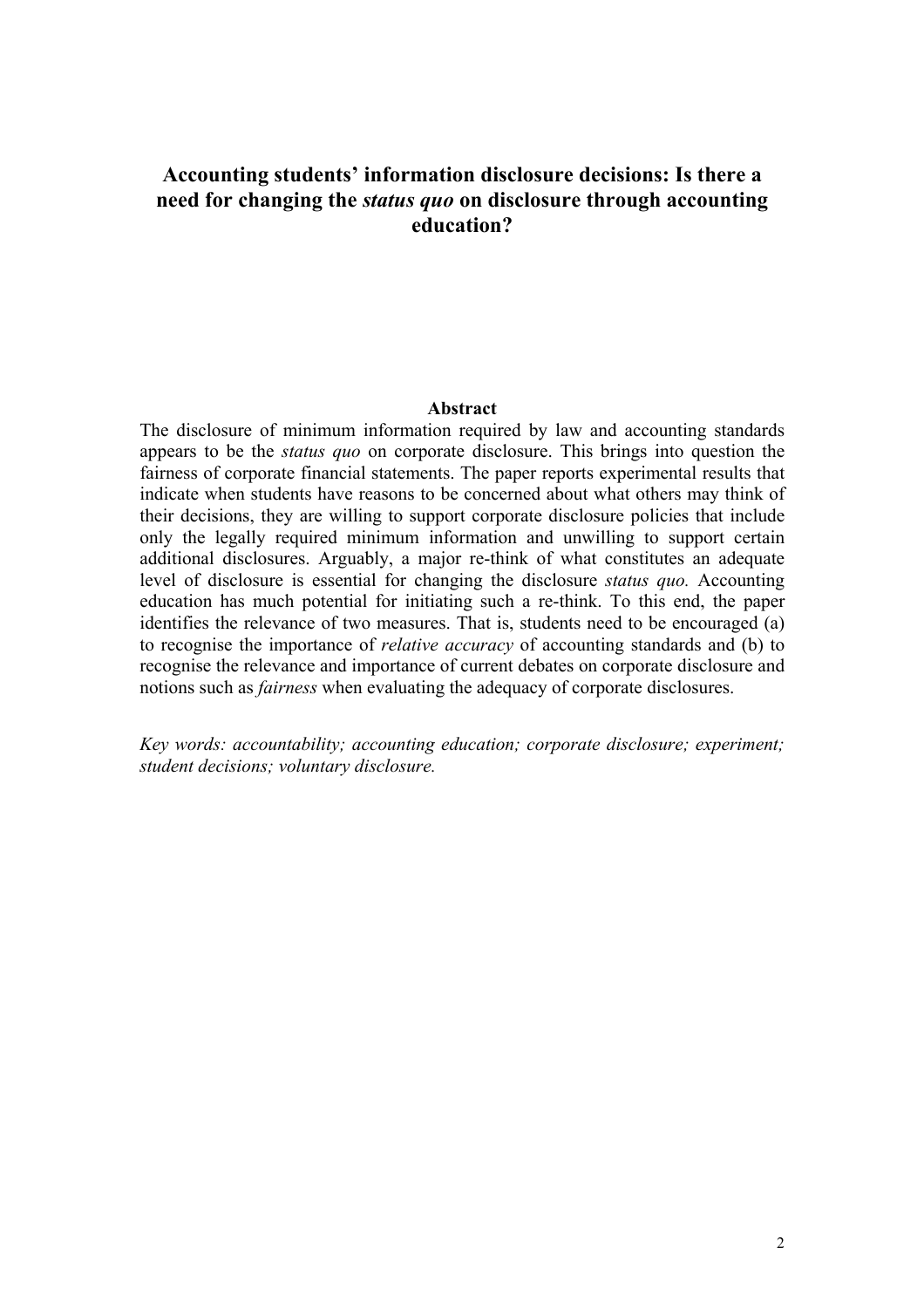# Accounting students' information disclosure decisions: Is there a need for changing the *status quo* on disclosure through accounting education?

## Abstract

The disclosure of minimum information required by law and accounting standards appears to be the *status quo* on corporate disclosure. This brings into question the fairness of corporate financial statements. The paper reports experimental results that indicate when students have reasons to be concerned about what others may think of their decisions, they are willing to support corporate disclosure policies that include only the legally required minimum information and unwilling to support certain additional disclosures. Arguably, a major re-think of what constitutes an adequate level of disclosure is essential for changing the disclosure *status quo.* Accounting education has much potential for initiating such a re-think. To this end, the paper identifies the relevance of two measures. That is, students need to be encouraged (a) to recognise the importance of *relative accuracy* of accounting standards and (b) to recognise the relevance and importance of current debates on corporate disclosure and notions such as *fairness* when evaluating the adequacy of corporate disclosures.

*Key words: accountability; accounting education; corporate disclosure; experiment; student decisions; voluntary disclosure.*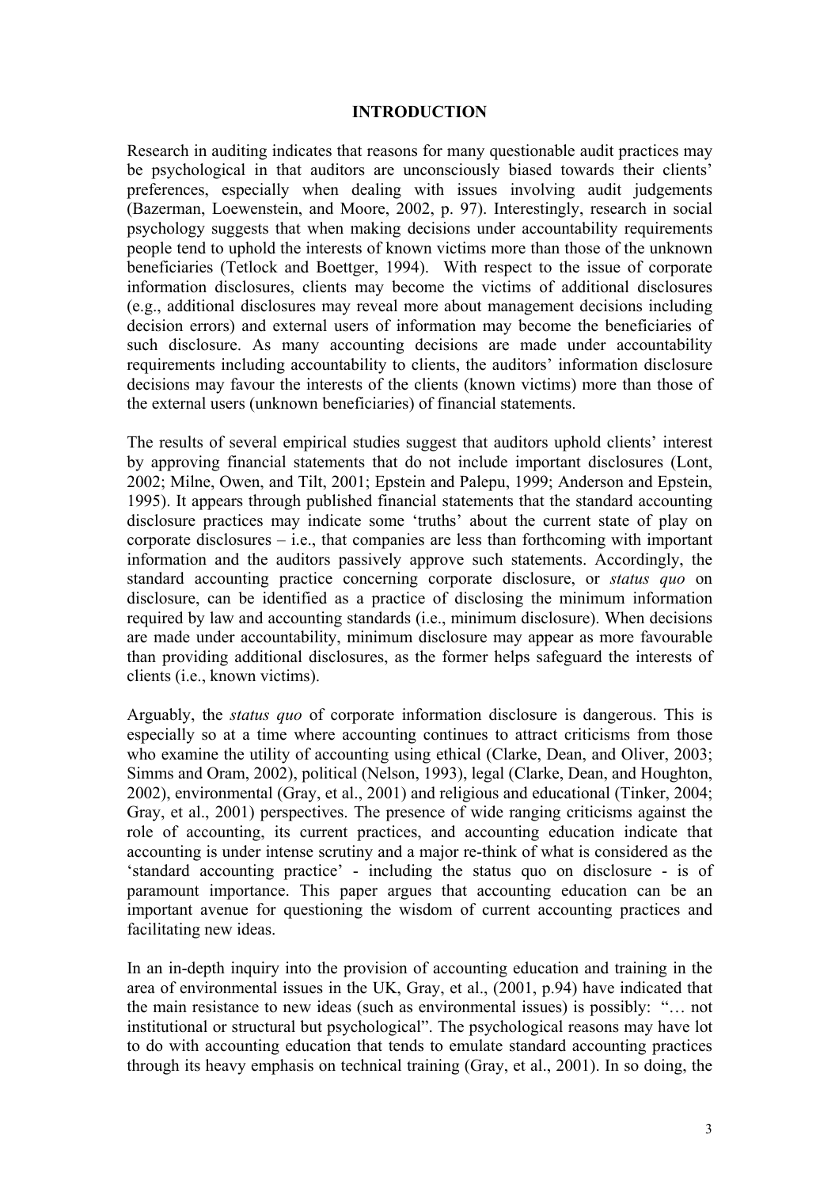## INTRODUCTION

Research in auditing indicates that reasons for many questionable audit practices may be psychological in that auditors are unconsciously biased towards their clients' preferences, especially when dealing with issues involving audit judgements (Bazerman, Loewenstein, and Moore, 2002, p. 97). Interestingly, research in social psychology suggests that when making decisions under accountability requirements people tend to uphold the interests of known victims more than those of the unknown beneficiaries (Tetlock and Boettger, 1994). With respect to the issue of corporate information disclosures, clients may become the victims of additional disclosures (e.g., additional disclosures may reveal more about management decisions including decision errors) and external users of information may become the beneficiaries of such disclosure. As many accounting decisions are made under accountability requirements including accountability to clients, the auditors' information disclosure decisions may favour the interests of the clients (known victims) more than those of the external users (unknown beneficiaries) of financial statements.

The results of several empirical studies suggest that auditors uphold clients' interest by approving financial statements that do not include important disclosures (Lont, 2002; Milne, Owen, and Tilt, 2001; Epstein and Palepu, 1999; Anderson and Epstein, 1995). It appears through published financial statements that the standard accounting disclosure practices may indicate some 'truths' about the current state of play on corporate disclosures – i.e., that companies are less than forthcoming with important information and the auditors passively approve such statements. Accordingly, the standard accounting practice concerning corporate disclosure, or *status quo* on disclosure, can be identified as a practice of disclosing the minimum information required by law and accounting standards (i.e., minimum disclosure). When decisions are made under accountability, minimum disclosure may appear as more favourable than providing additional disclosures, as the former helps safeguard the interests of clients (i.e., known victims).

Arguably, the *status quo* of corporate information disclosure is dangerous. This is especially so at a time where accounting continues to attract criticisms from those who examine the utility of accounting using ethical (Clarke, Dean, and Oliver, 2003; Simms and Oram, 2002), political (Nelson, 1993), legal (Clarke, Dean, and Houghton, 2002), environmental (Gray, et al., 2001) and religious and educational (Tinker, 2004; Gray, et al., 2001) perspectives. The presence of wide ranging criticisms against the role of accounting, its current practices, and accounting education indicate that accounting is under intense scrutiny and a major re-think of what is considered as the 'standard accounting practice' - including the status quo on disclosure - is of paramount importance. This paper argues that accounting education can be an important avenue for questioning the wisdom of current accounting practices and facilitating new ideas.

In an in-depth inquiry into the provision of accounting education and training in the area of environmental issues in the UK, Gray, et al., (2001, p.94) have indicated that the main resistance to new ideas (such as environmental issues) is possibly: "… not institutional or structural but psychological". The psychological reasons may have lot to do with accounting education that tends to emulate standard accounting practices through its heavy emphasis on technical training (Gray, et al., 2001). In so doing, the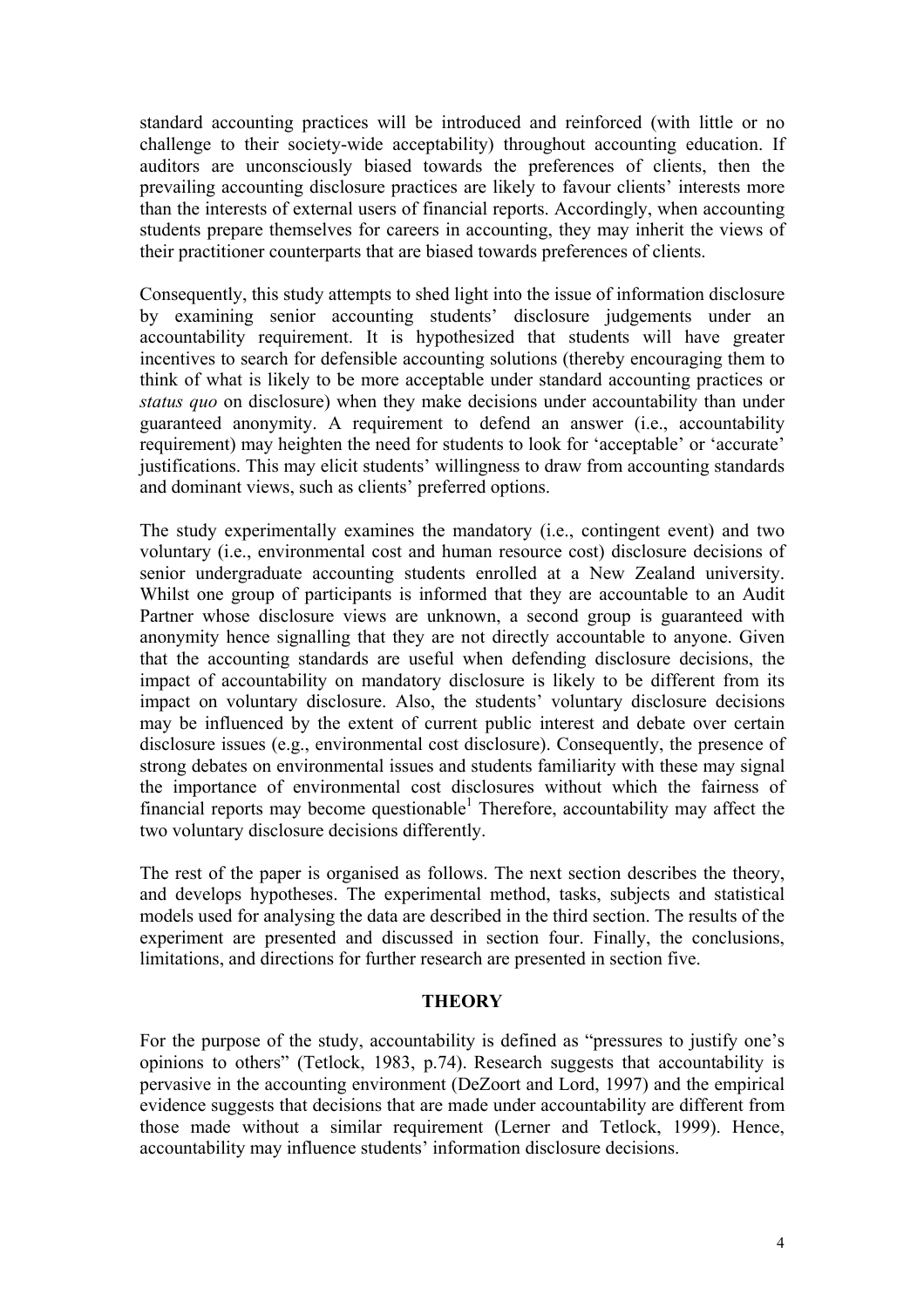standard accounting practices will be introduced and reinforced (with little or no challenge to their society-wide acceptability) throughout accounting education. If auditors are unconsciously biased towards the preferences of clients, then the prevailing accounting disclosure practices are likely to favour clients' interests more than the interests of external users of financial reports. Accordingly, when accounting students prepare themselves for careers in accounting, they may inherit the views of their practitioner counterparts that are biased towards preferences of clients.

Consequently, this study attempts to shed light into the issue of information disclosure by examining senior accounting students' disclosure judgements under an accountability requirement. It is hypothesized that students will have greater incentives to search for defensible accounting solutions (thereby encouraging them to think of what is likely to be more acceptable under standard accounting practices or *status quo* on disclosure) when they make decisions under accountability than under guaranteed anonymity. A requirement to defend an answer (i.e., accountability requirement) may heighten the need for students to look for 'acceptable' or 'accurate' justifications. This may elicit students' willingness to draw from accounting standards and dominant views, such as clients' preferred options.

The study experimentally examines the mandatory (i.e., contingent event) and two voluntary (i.e., environmental cost and human resource cost) disclosure decisions of senior undergraduate accounting students enrolled at a New Zealand university. Whilst one group of participants is informed that they are accountable to an Audit Partner whose disclosure views are unknown, a second group is guaranteed with anonymity hence signalling that they are not directly accountable to anyone. Given that the accounting standards are useful when defending disclosure decisions, the impact of accountability on mandatory disclosure is likely to be different from its impact on voluntary disclosure. Also, the students' voluntary disclosure decisions may be influenced by the extent of current public interest and debate over certain disclosure issues (e.g., environmental cost disclosure). Consequently, the presence of strong debates on environmental issues and students familiarity with these may signal the importance of environmental cost disclosures without which the fairness of financial reports may become questionable[1] Therefore, accountability may affect the two voluntary disclosure decisions differently.

The rest of the paper is organised as follows. The next section describes the theory, and develops hypotheses. The experimental method, tasks, subjects and statistical models used for analysing the data are described in the third section. The results of the experiment are presented and discussed in section four. Finally, the conclusions, limitations, and directions for further research are presented in section five.

## THEORY

For the purpose of the study, accountability is defined as "pressures to justify one's opinions to others" (Tetlock, 1983, p.74). Research suggests that accountability is pervasive in the accounting environment (DeZoort and Lord, 1997) and the empirical evidence suggests that decisions that are made under accountability are different from those made without a similar requirement (Lerner and Tetlock, 1999). Hence, accountability may influence students' information disclosure decisions.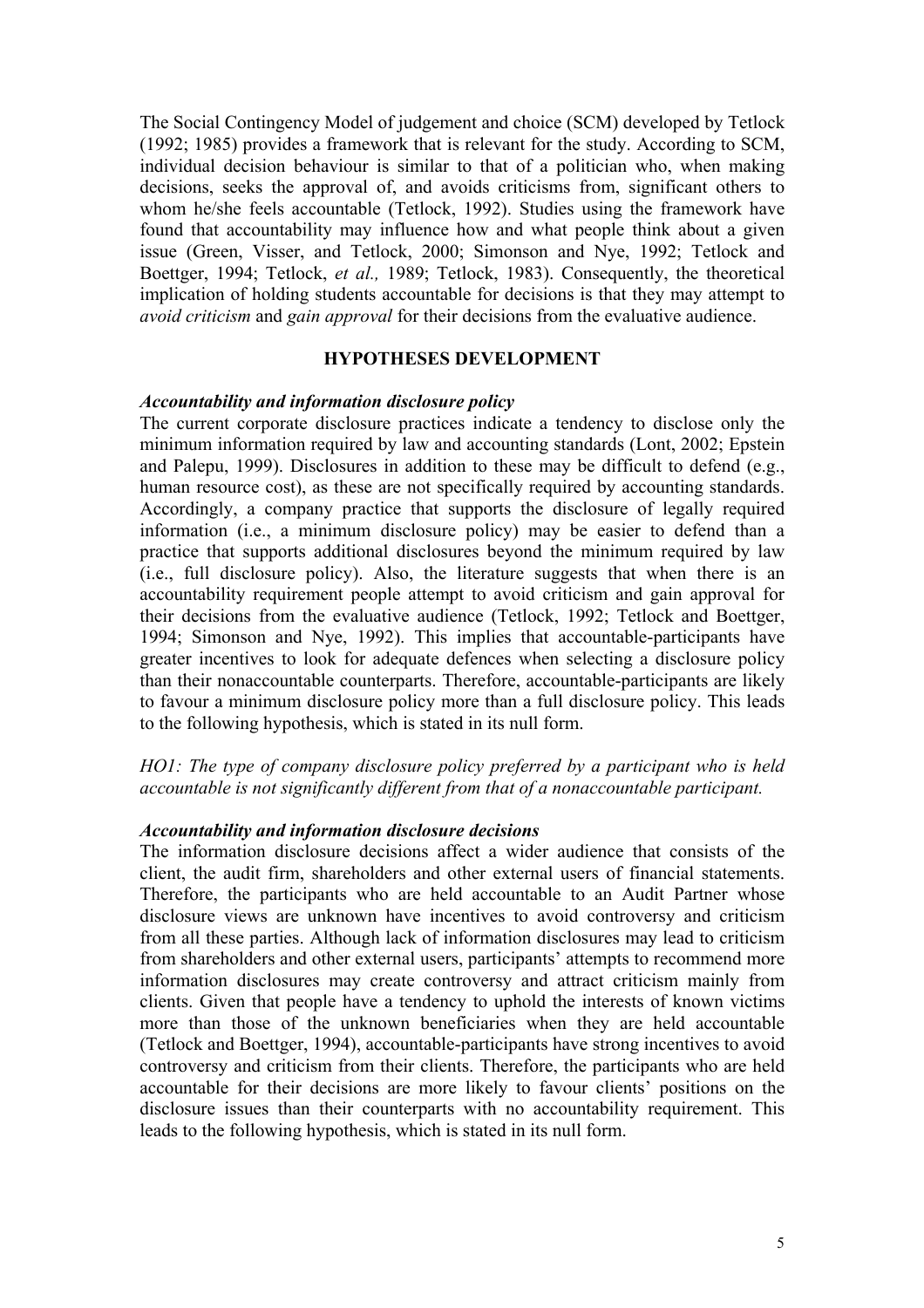The Social Contingency Model of judgement and choice (SCM) developed by Tetlock (1992; 1985) provides a framework that is relevant for the study. According to SCM, individual decision behaviour is similar to that of a politician who, when making decisions, seeks the approval of, and avoids criticisms from, significant others to whom he/she feels accountable (Tetlock, 1992). Studies using the framework have found that accountability may influence how and what people think about a given issue (Green, Visser, and Tetlock, 2000; Simonson and Nye, 1992; Tetlock and Boettger, 1994; Tetlock, *et al.,* 1989; Tetlock, 1983). Consequently, the theoretical implication of holding students accountable for decisions is that they may attempt to *avoid criticism* and *gain approval* for their decisions from the evaluative audience.

## HYPOTHESES DEVELOPMENT

### *Accountability and information disclosure policy*

The current corporate disclosure practices indicate a tendency to disclose only the minimum information required by law and accounting standards (Lont, 2002; Epstein and Palepu, 1999). Disclosures in addition to these may be difficult to defend (e.g., human resource cost), as these are not specifically required by accounting standards. Accordingly, a company practice that supports the disclosure of legally required information (i.e., a minimum disclosure policy) may be easier to defend than a practice that supports additional disclosures beyond the minimum required by law (i.e., full disclosure policy). Also, the literature suggests that when there is an accountability requirement people attempt to avoid criticism and gain approval for their decisions from the evaluative audience (Tetlock, 1992; Tetlock and Boettger, 1994; Simonson and Nye, 1992). This implies that accountable-participants have greater incentives to look for adequate defences when selecting a disclosure policy than their nonaccountable counterparts. Therefore, accountable-participants are likely to favour a minimum disclosure policy more than a full disclosure policy. This leads to the following hypothesis, which is stated in its null form.

*HO1: The type of company disclosure policy preferred by a participant who is held accountable is not significantly different from that of a nonaccountable participant.*

### *Accountability and information disclosure decisions*

The information disclosure decisions affect a wider audience that consists of the client, the audit firm, shareholders and other external users of financial statements. Therefore, the participants who are held accountable to an Audit Partner whose disclosure views are unknown have incentives to avoid controversy and criticism from all these parties. Although lack of information disclosures may lead to criticism from shareholders and other external users, participants' attempts to recommend more information disclosures may create controversy and attract criticism mainly from clients. Given that people have a tendency to uphold the interests of known victims more than those of the unknown beneficiaries when they are held accountable (Tetlock and Boettger, 1994), accountable-participants have strong incentives to avoid controversy and criticism from their clients. Therefore, the participants who are held accountable for their decisions are more likely to favour clients' positions on the disclosure issues than their counterparts with no accountability requirement. This leads to the following hypothesis, which is stated in its null form.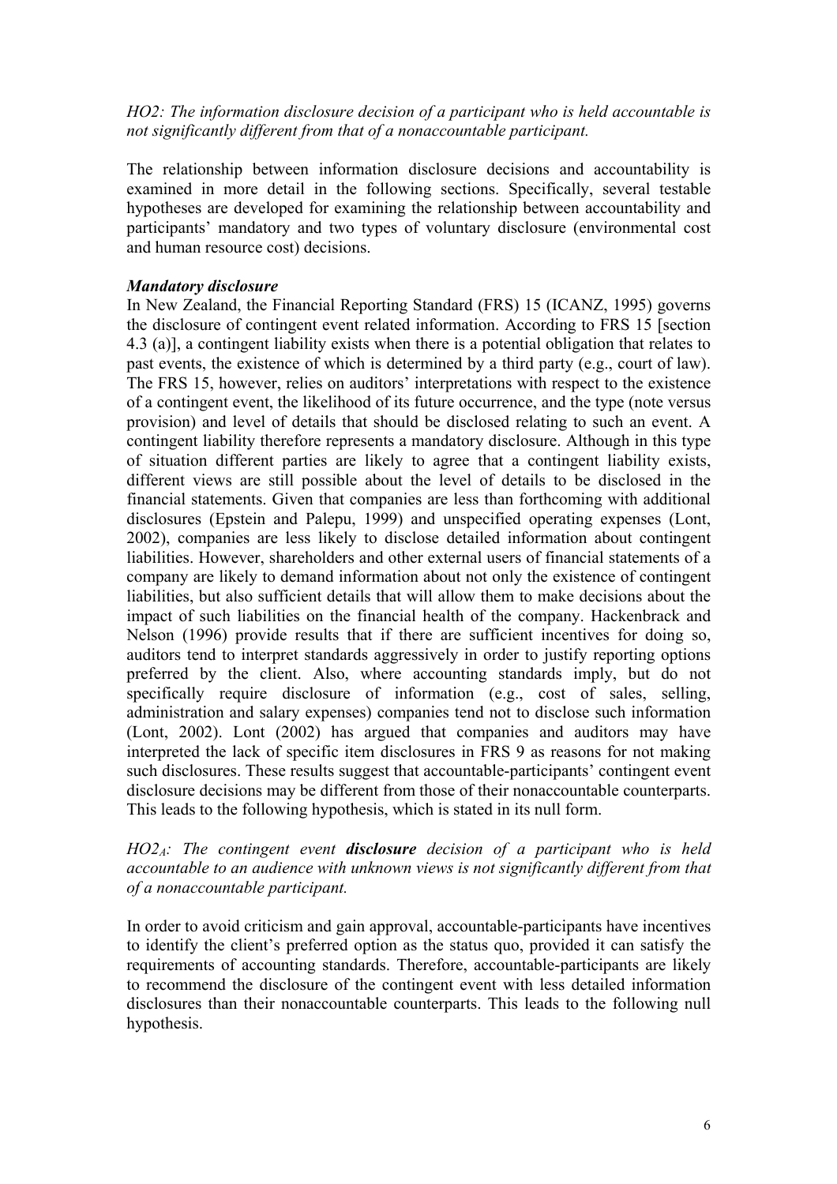*HO2: The information disclosure decision of a participant who is held accountable is not significantly different from that of a nonaccountable participant.*

The relationship between information disclosure decisions and accountability is examined in more detail in the following sections. Specifically, several testable hypotheses are developed for examining the relationship between accountability and participants' mandatory and two types of voluntary disclosure (environmental cost and human resource cost) decisions.

***Mandatory disclosure***

In New Zealand, the Financial Reporting Standard (FRS) 15 (ICANZ, 1995) governs the disclosure of contingent event related information. According to FRS 15 [section 4.3 (a)], a contingent liability exists when there is a potential obligation that relates to past events, the existence of which is determined by a third party (e.g., court of law). The FRS 15, however, relies on auditors' interpretations with respect to the existence of a contingent event, the likelihood of its future occurrence, and the type (note versus provision) and level of details that should be disclosed relating to such an event. A contingent liability therefore represents a mandatory disclosure. Although in this type of situation different parties are likely to agree that a contingent liability exists, different views are still possible about the level of details to be disclosed in the financial statements. Given that companies are less than forthcoming with additional disclosures (Epstein and Palepu, 1999) and unspecified operating expenses (Lont, 2002), companies are less likely to disclose detailed information about contingent liabilities. However, shareholders and other external users of financial statements of a company are likely to demand information about not only the existence of contingent liabilities, but also sufficient details that will allow them to make decisions about the impact of such liabilities on the financial health of the company. Hackenbrack and Nelson (1996) provide results that if there are sufficient incentives for doing so, auditors tend to interpret standards aggressively in order to justify reporting options preferred by the client. Also, where accounting standards imply, but do not specifically require disclosure of information (e.g., cost of sales, selling, administration and salary expenses) companies tend not to disclose such information (Lont, 2002). Lont (2002) has argued that companies and auditors may have interpreted the lack of specific item disclosures in FRS 9 as reasons for not making such disclosures. These results suggest that accountable-participants' contingent event disclosure decisions may be different from those of their nonaccountable counterparts. This leads to the following hypothesis, which is stated in its null form.

*$HO2_A$: The contingent event **disclosure** decision of a participant who is held accountable to an audience with unknown views is not significantly different from that of a nonaccountable participant.*

In order to avoid criticism and gain approval, accountable-participants have incentives to identify the client's preferred option as the status quo, provided it can satisfy the requirements of accounting standards. Therefore, accountable-participants are likely to recommend the disclosure of the contingent event with less detailed information disclosures than their nonaccountable counterparts. This leads to the following null hypothesis.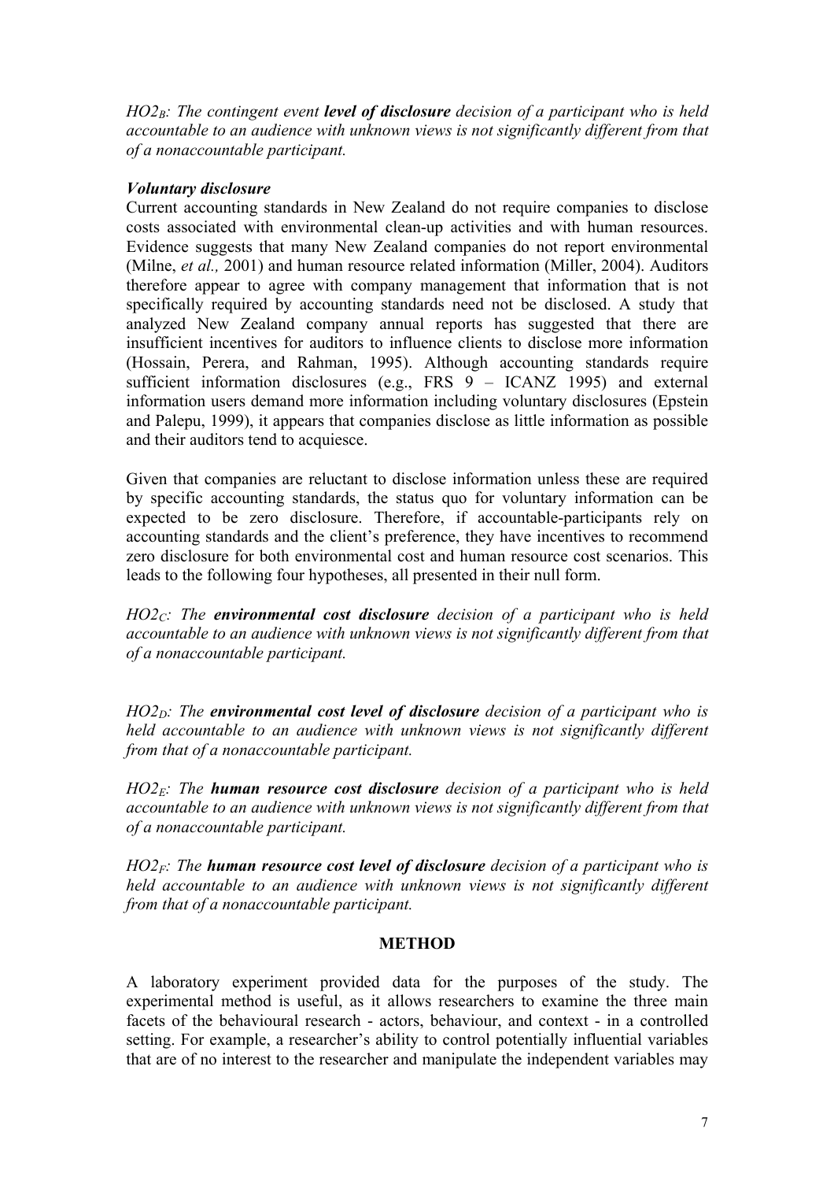*$HO2_B$: The contingent event **level of disclosure** decision of a participant who is held accountable to an audience with unknown views is not significantly different from that of a nonaccountable participant.*

### *Voluntary disclosure*

Current accounting standards in New Zealand do not require companies to disclose costs associated with environmental clean-up activities and with human resources. Evidence suggests that many New Zealand companies do not report environmental (Milne, *et al.,* 2001) and human resource related information (Miller, 2004). Auditors therefore appear to agree with company management that information that is not specifically required by accounting standards need not be disclosed. A study that analyzed New Zealand company annual reports has suggested that there are insufficient incentives for auditors to influence clients to disclose more information (Hossain, Perera, and Rahman, 1995). Although accounting standards require sufficient information disclosures (e.g., FRS 9 – ICANZ 1995) and external information users demand more information including voluntary disclosures (Epstein and Palepu, 1999), it appears that companies disclose as little information as possible and their auditors tend to acquiesce.

Given that companies are reluctant to disclose information unless these are required by specific accounting standards, the status quo for voluntary information can be expected to be zero disclosure. Therefore, if accountable-participants rely on accounting standards and the client's preference, they have incentives to recommend zero disclosure for both environmental cost and human resource cost scenarios. This leads to the following four hypotheses, all presented in their null form.

*$HO2_C$: The **environmental cost disclosure** decision of a participant who is held accountable to an audience with unknown views is not significantly different from that of a nonaccountable participant.*

*$HO2_D$: The **environmental cost level of disclosure** decision of a participant who is held accountable to an audience with unknown views is not significantly different from that of a nonaccountable participant.*

*$HO2_E$: The **human resource cost disclosure** decision of a participant who is held accountable to an audience with unknown views is not significantly different from that of a nonaccountable participant.*

*$HO2_F$: The **human resource cost level of disclosure** decision of a participant who is held accountable to an audience with unknown views is not significantly different from that of a nonaccountable participant.*

## METHOD

A laboratory experiment provided data for the purposes of the study. The experimental method is useful, as it allows researchers to examine the three main facets of the behavioural research - actors, behaviour, and context - in a controlled setting. For example, a researcher's ability to control potentially influential variables that are of no interest to the researcher and manipulate the independent variables may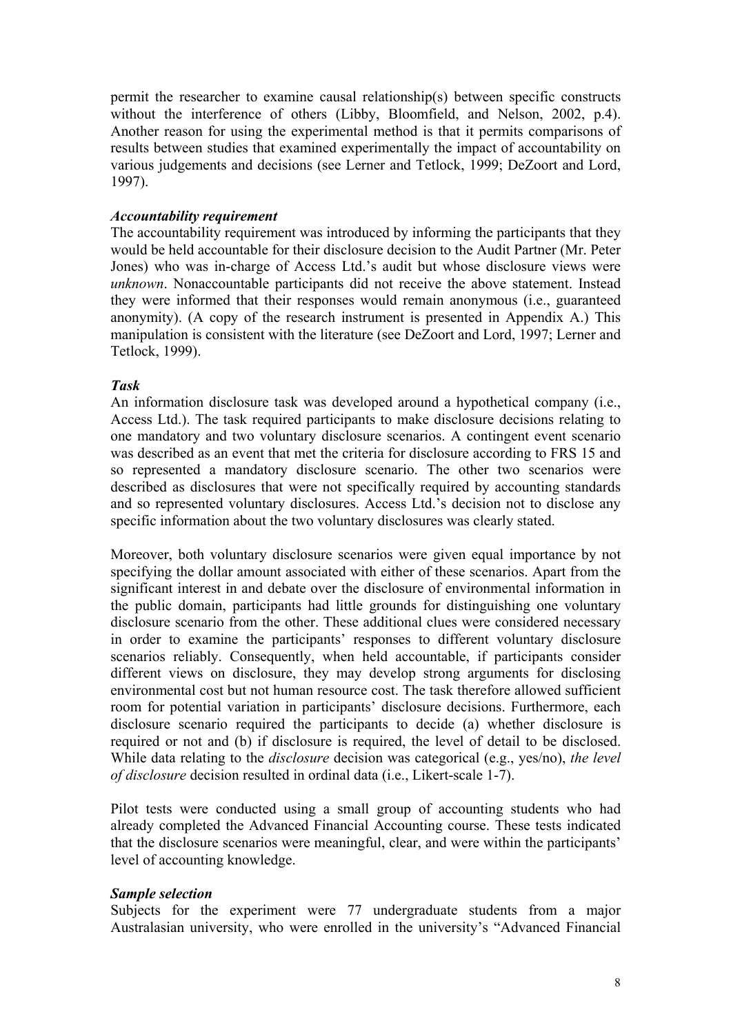permit the researcher to examine causal relationship(s) between specific constructs without the interference of others (Libby, Bloomfield, and Nelson, 2002, p.4). Another reason for using the experimental method is that it permits comparisons of results between studies that examined experimentally the impact of accountability on various judgements and decisions (see Lerner and Tetlock, 1999; DeZoort and Lord, 1997).

***Accountability requirement***

The accountability requirement was introduced by informing the participants that they would be held accountable for their disclosure decision to the Audit Partner (Mr. Peter Jones) who was in-charge of Access Ltd.'s audit but whose disclosure views were *unknown*. Nonaccountable participants did not receive the above statement. Instead they were informed that their responses would remain anonymous (i.e., guaranteed anonymity). (A copy of the research instrument is presented in Appendix A.) This manipulation is consistent with the literature (see DeZoort and Lord, 1997; Lerner and Tetlock, 1999).

***Task***

An information disclosure task was developed around a hypothetical company (i.e., Access Ltd.). The task required participants to make disclosure decisions relating to one mandatory and two voluntary disclosure scenarios. A contingent event scenario was described as an event that met the criteria for disclosure according to FRS 15 and so represented a mandatory disclosure scenario. The other two scenarios were described as disclosures that were not specifically required by accounting standards and so represented voluntary disclosures. Access Ltd.'s decision not to disclose any specific information about the two voluntary disclosures was clearly stated.

Moreover, both voluntary disclosure scenarios were given equal importance by not specifying the dollar amount associated with either of these scenarios. Apart from the significant interest in and debate over the disclosure of environmental information in the public domain, participants had little grounds for distinguishing one voluntary disclosure scenario from the other. These additional clues were considered necessary in order to examine the participants' responses to different voluntary disclosure scenarios reliably. Consequently, when held accountable, if participants consider different views on disclosure, they may develop strong arguments for disclosing environmental cost but not human resource cost. The task therefore allowed sufficient room for potential variation in participants' disclosure decisions. Furthermore, each disclosure scenario required the participants to decide (a) whether disclosure is required or not and (b) if disclosure is required, the level of detail to be disclosed. While data relating to the *disclosure* decision was categorical (e.g., yes/no), *the level of disclosure* decision resulted in ordinal data (i.e., Likert-scale 1-7).

Pilot tests were conducted using a small group of accounting students who had already completed the Advanced Financial Accounting course. These tests indicated that the disclosure scenarios were meaningful, clear, and were within the participants' level of accounting knowledge.

***Sample selection***

Subjects for the experiment were 77 undergraduate students from a major Australasian university, who were enrolled in the university's "Advanced Financial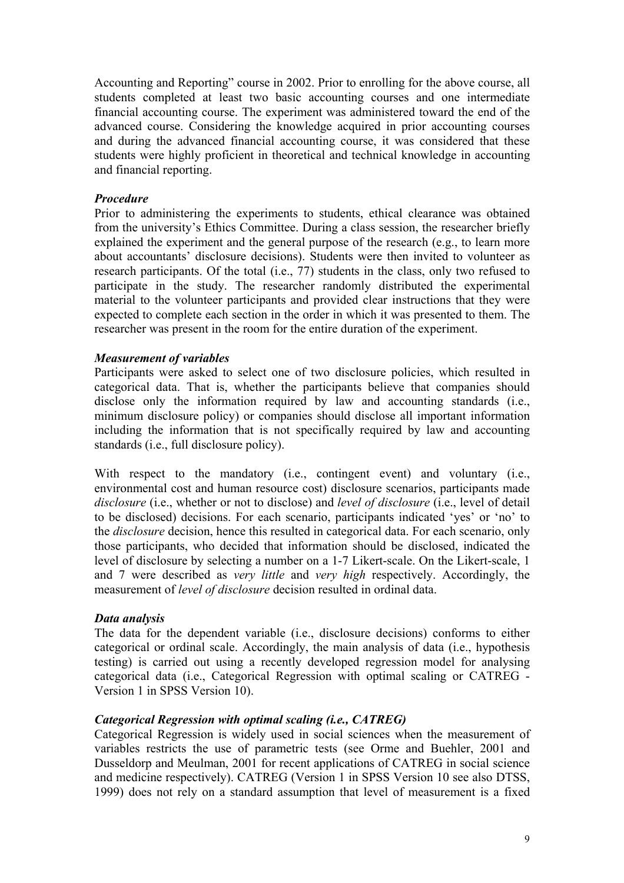Accounting and Reporting" course in 2002. Prior to enrolling for the above course, all students completed at least two basic accounting courses and one intermediate financial accounting course. The experiment was administered toward the end of the advanced course. Considering the knowledge acquired in prior accounting courses and during the advanced financial accounting course, it was considered that these students were highly proficient in theoretical and technical knowledge in accounting and financial reporting.

### *Procedure*

Prior to administering the experiments to students, ethical clearance was obtained from the university's Ethics Committee. During a class session, the researcher briefly explained the experiment and the general purpose of the research (e.g., to learn more about accountants' disclosure decisions). Students were then invited to volunteer as research participants. Of the total (i.e., 77) students in the class, only two refused to participate in the study. The researcher randomly distributed the experimental material to the volunteer participants and provided clear instructions that they were expected to complete each section in the order in which it was presented to them. The researcher was present in the room for the entire duration of the experiment.

### *Measurement of variables*

Participants were asked to select one of two disclosure policies, which resulted in categorical data. That is, whether the participants believe that companies should disclose only the information required by law and accounting standards (i.e., minimum disclosure policy) or companies should disclose all important information including the information that is not specifically required by law and accounting standards (i.e., full disclosure policy).

With respect to the mandatory (i.e., contingent event) and voluntary (i.e., environmental cost and human resource cost) disclosure scenarios, participants made *disclosure* (i.e., whether or not to disclose) and *level of disclosure* (i.e., level of detail to be disclosed) decisions. For each scenario, participants indicated 'yes' or 'no' to the *disclosure* decision, hence this resulted in categorical data. For each scenario, only those participants, who decided that information should be disclosed, indicated the level of disclosure by selecting a number on a 1-7 Likert-scale. On the Likert-scale, 1 and 7 were described as *very little* and *very high* respectively. Accordingly, the measurement of *level of disclosure* decision resulted in ordinal data.

### *Data analysis*

The data for the dependent variable (i.e., disclosure decisions) conforms to either categorical or ordinal scale. Accordingly, the main analysis of data (i.e., hypothesis testing) is carried out using a recently developed regression model for analysing categorical data (i.e., Categorical Regression with optimal scaling or CATREG - Version 1 in SPSS Version 10).

### *Categorical Regression with optimal scaling (i.e., CATREG)*

Categorical Regression is widely used in social sciences when the measurement of variables restricts the use of parametric tests (see Orme and Buehler, 2001 and Dusseldorp and Meulman, 2001 for recent applications of CATREG in social science and medicine respectively). CATREG (Version 1 in SPSS Version 10 see also DTSS, 1999) does not rely on a standard assumption that level of measurement is a fixed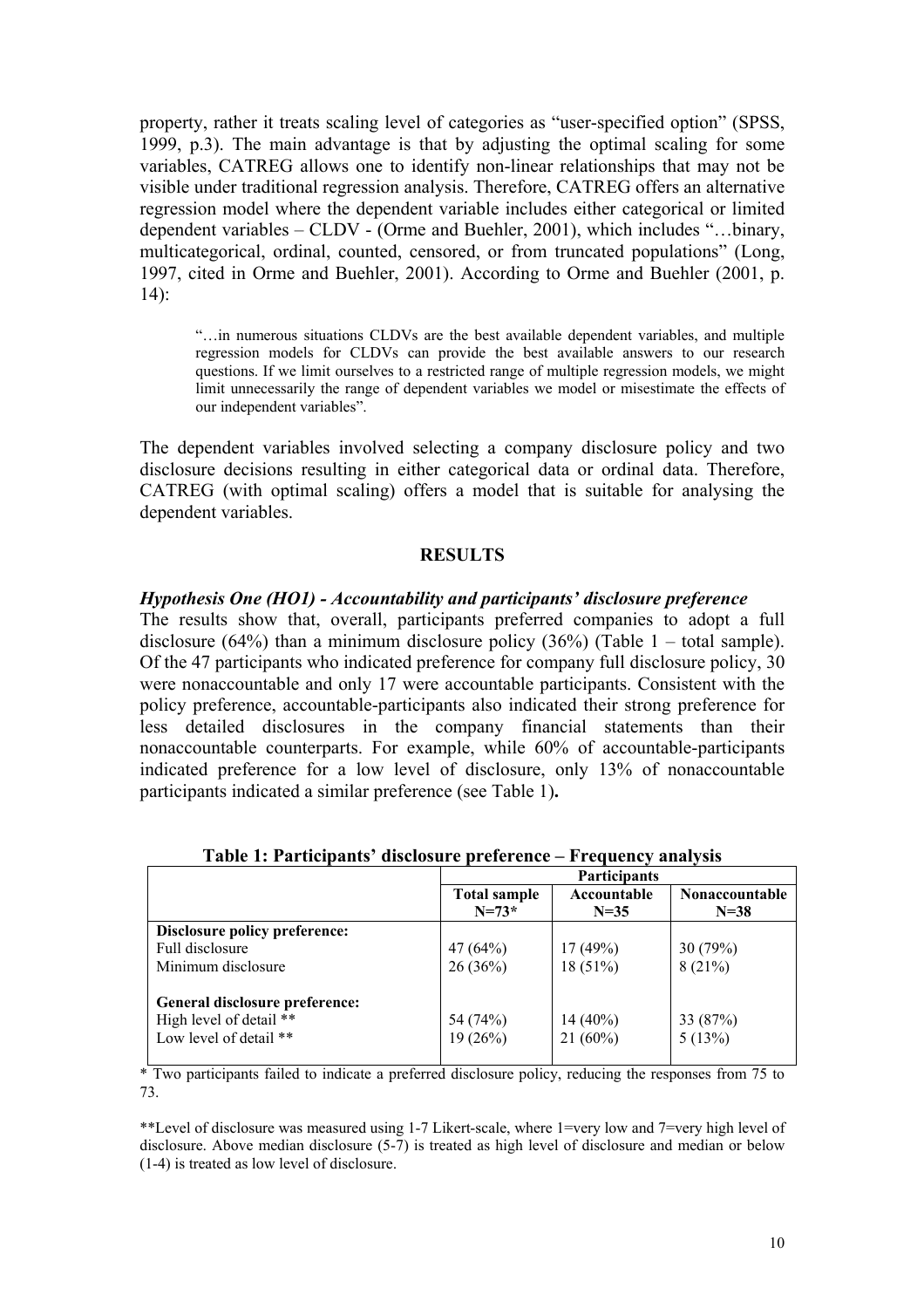property, rather it treats scaling level of categories as "user-specified option" (SPSS, 1999, p.3). The main advantage is that by adjusting the optimal scaling for some variables, CATREG allows one to identify non-linear relationships that may not be visible under traditional regression analysis. Therefore, CATREG offers an alternative regression model where the dependent variable includes either categorical or limited dependent variables – CLDV - (Orme and Buehler, 2001), which includes "…binary, multicategorical, ordinal, counted, censored, or from truncated populations" (Long, 1997, cited in Orme and Buehler, 2001). According to Orme and Buehler (2001, p. 14):

> "…in numerous situations CLDVs are the best available dependent variables, and multiple regression models for CLDVs can provide the best available answers to our research questions. If we limit ourselves to a restricted range of multiple regression models, we might limit unnecessarily the range of dependent variables we model or misestimate the effects of our independent variables".

The dependent variables involved selecting a company disclosure policy and two disclosure decisions resulting in either categorical data or ordinal data. Therefore, CATREG (with optimal scaling) offers a model that is suitable for analysing the dependent variables.

## RESULTS

### *Hypothesis One (HO1) - Accountability and participants' disclosure preference*

The results show that, overall, participants preferred companies to adopt a full disclosure (64%) than a minimum disclosure policy (36%) (Table 1 – total sample). Of the 47 participants who indicated preference for company full disclosure policy, 30 were nonaccountable and only 17 were accountable participants. Consistent with the policy preference, accountable-participants also indicated their strong preference for less detailed disclosures in the company financial statements than their nonaccountable counterparts. For example, while 60% of accountable-participants indicated preference for a low level of disclosure, only 13% of nonaccountable participants indicated a similar preference (see Table 1)**.**

**Table 1: Participants' disclosure preference – Frequency analysis**

| | Participants | | |
|---|---|---|---|
| | **Total sample N=73*** | **Accountable N=35** | **Nonaccountable N=38** |
| **Disclosure policy preference:** | | | |
| Full disclosure | 47 (64%) | 17 (49%) | 30 (79%) |
| Minimum disclosure | 26 (36%) | 18 (51%) | 8 (21%) |
| **General disclosure preference:** | | | |
| High level of detail ** | 54 (74%) | 14 (40%) | 33 (87%) |
| Low level of detail ** | 19 (26%) | 21 (60%) | 5 (13%) |

\* Two participants failed to indicate a preferred disclosure policy, reducing the responses from 75 to 73.

**Level of disclosure was measured using 1-7 Likert-scale, where 1=very low and 7=very high level of disclosure. Above median disclosure (5-7) is treated as high level of disclosure and median or below (1-4) is treated as low level of disclosure.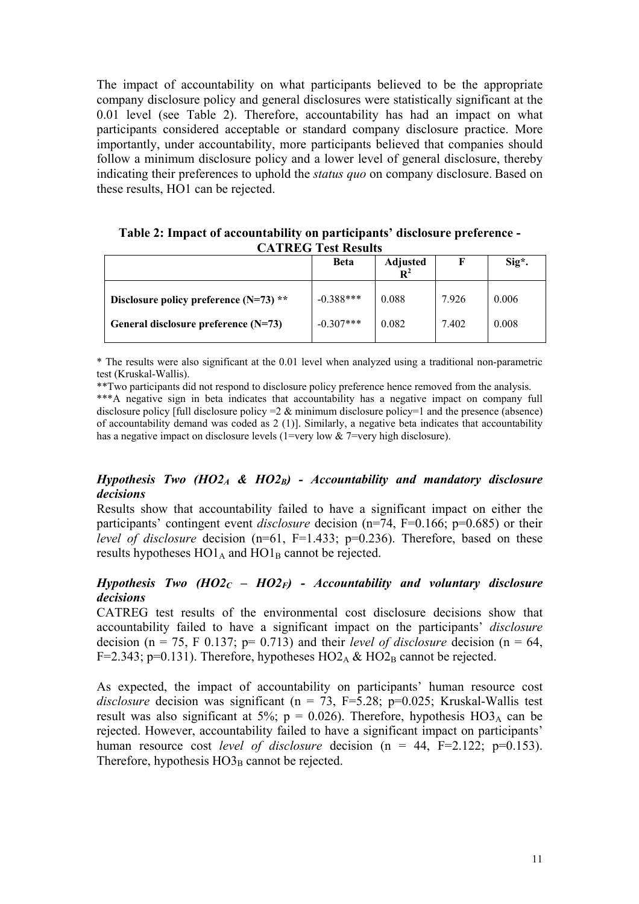The impact of accountability on what participants believed to be the appropriate company disclosure policy and general disclosures were statistically significant at the 0.01 level (see Table 2). Therefore, accountability has had an impact on what participants considered acceptable or standard company disclosure practice. More importantly, under accountability, more participants believed that companies should follow a minimum disclosure policy and a lower level of general disclosure, thereby indicating their preferences to uphold the *status quo* on company disclosure. Based on these results, HO1 can be rejected.

**Table 2: Impact of accountability on participants' disclosure preference - CATREG Test Results**

| | Beta | Adjusted $R^2$ | F | Sig*. |
|---|---|---|---|---|
| **Disclosure policy preference (N=73) \*\*** | -0.388*** | 0.088 | 7.926 | 0.006 |
| **General disclosure preference (N=73)** | -0.307*** | 0.082 | 7.402 | 0.008 |

\* The results were also significant at the 0.01 level when analyzed using a traditional non-parametric test (Kruskal-Wallis).

\*\*Two participants did not respond to disclosure policy preference hence removed from the analysis.

\*\*\*A negative sign in beta indicates that accountability has a negative impact on company full disclosure policy [full disclosure policy =2 & minimum disclosure policy=1 and the presence (absence) of accountability demand was coded as 2 (1)]. Similarly, a negative beta indicates that accountability has a negative impact on disclosure levels (1=very low & 7=very high disclosure).

### *Hypothesis Two ($HO2_A$ & $HO2_B$) - Accountability and mandatory disclosure decisions*

Results show that accountability failed to have a significant impact on either the participants' contingent event *disclosure* decision (n=74, F=0.166; p=0.685) or their *level of disclosure* decision (n=61, F=1.433; p=0.236). Therefore, based on these results hypotheses $HO1_A$ and $HO1_B$ cannot be rejected.

### *Hypothesis Two ($HO2_C$ – $HO2_F$) - Accountability and voluntary disclosure decisions*

CATREG test results of the environmental cost disclosure decisions show that accountability failed to have a significant impact on the participants' *disclosure* decision (n = 75, F 0.137; p= 0.713) and their *level of disclosure* decision (n = 64, F=2.343; p=0.131). Therefore, hypotheses $HO2_A$ & $HO2_B$ cannot be rejected.

As expected, the impact of accountability on participants' human resource cost *disclosure* decision was significant (n = 73, F=5.28; p=0.025; Kruskal-Wallis test result was also significant at 5%; p = 0.026). Therefore, hypothesis $HO3_A$ can be rejected. However, accountability failed to have a significant impact on participants' human resource cost *level of disclosure* decision (n = 44, F=2.122; p=0.153). Therefore, hypothesis $HO3_B$ cannot be rejected.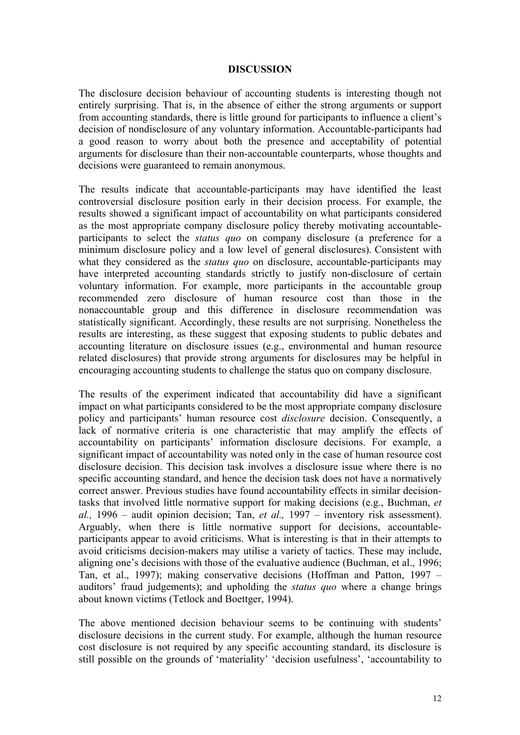## DISCUSSION

The disclosure decision behaviour of accounting students is interesting though not entirely surprising. That is, in the absence of either the strong arguments or support from accounting standards, there is little ground for participants to influence a client's decision of nondisclosure of any voluntary information. Accountable-participants had a good reason to worry about both the presence and acceptability of potential arguments for disclosure than their non-accountable counterparts, whose thoughts and decisions were guaranteed to remain anonymous.

The results indicate that accountable-participants may have identified the least controversial disclosure position early in their decision process. For example, the results showed a significant impact of accountability on what participants considered as the most appropriate company disclosure policy thereby motivating accountable-participants to select the *status quo* on company disclosure (a preference for a minimum disclosure policy and a low level of general disclosures). Consistent with what they considered as the *status quo* on disclosure, accountable-participants may have interpreted accounting standards strictly to justify non-disclosure of certain voluntary information. For example, more participants in the accountable group recommended zero disclosure of human resource cost than those in the nonaccountable group and this difference in disclosure recommendation was statistically significant. Accordingly, these results are not surprising. Nonetheless the results are interesting, as these suggest that exposing students to public debates and accounting literature on disclosure issues (e.g., environmental and human resource related disclosures) that provide strong arguments for disclosures may be helpful in encouraging accounting students to challenge the status quo on company disclosure.

The results of the experiment indicated that accountability did have a significant impact on what participants considered to be the most appropriate company disclosure policy and participants' human resource cost *disclosure* decision. Consequently, a lack of normative criteria is one characteristic that may amplify the effects of accountability on participants' information disclosure decisions. For example, a significant impact of accountability was noted only in the case of human resource cost disclosure decision. This decision task involves a disclosure issue where there is no specific accounting standard, and hence the decision task does not have a normatively correct answer. Previous studies have found accountability effects in similar decision-tasks that involved little normative support for making decisions (e.g., Buchman, *et al.,* 1996 – audit opinion decision; Tan, *et al.,* 1997 – inventory risk assessment). Arguably, when there is little normative support for decisions, accountable-participants appear to avoid criticisms. What is interesting is that in their attempts to avoid criticisms decision-makers may utilise a variety of tactics. These may include, aligning one's decisions with those of the evaluative audience (Buchman, et al., 1996; Tan, et al., 1997); making conservative decisions (Hoffman and Patton, 1997 – auditors' fraud judgements); and upholding the *status quo* where a change brings about known victims (Tetlock and Boettger, 1994).

The above mentioned decision behaviour seems to be continuing with students' disclosure decisions in the current study. For example, although the human resource cost disclosure is not required by any specific accounting standard, its disclosure is still possible on the grounds of 'materiality' 'decision usefulness', 'accountability to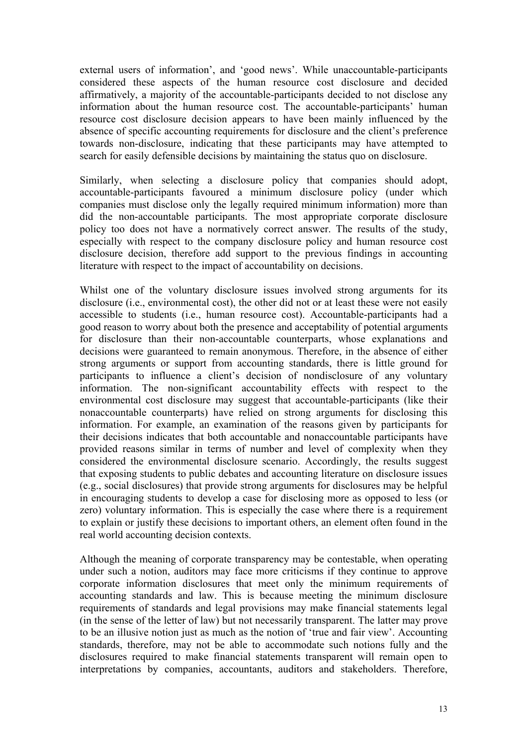external users of information', and 'good news'. While unaccountable-participants considered these aspects of the human resource cost disclosure and decided affirmatively, a majority of the accountable-participants decided to not disclose any information about the human resource cost. The accountable-participants' human resource cost disclosure decision appears to have been mainly influenced by the absence of specific accounting requirements for disclosure and the client's preference towards non-disclosure, indicating that these participants may have attempted to search for easily defensible decisions by maintaining the status quo on disclosure.

Similarly, when selecting a disclosure policy that companies should adopt, accountable-participants favoured a minimum disclosure policy (under which companies must disclose only the legally required minimum information) more than did the non-accountable participants. The most appropriate corporate disclosure policy too does not have a normatively correct answer. The results of the study, especially with respect to the company disclosure policy and human resource cost disclosure decision, therefore add support to the previous findings in accounting literature with respect to the impact of accountability on decisions.

Whilst one of the voluntary disclosure issues involved strong arguments for its disclosure (i.e., environmental cost), the other did not or at least these were not easily accessible to students (i.e., human resource cost). Accountable-participants had a good reason to worry about both the presence and acceptability of potential arguments for disclosure than their non-accountable counterparts, whose explanations and decisions were guaranteed to remain anonymous. Therefore, in the absence of either strong arguments or support from accounting standards, there is little ground for participants to influence a client's decision of nondisclosure of any voluntary information. The non-significant accountability effects with respect to the environmental cost disclosure may suggest that accountable-participants (like their nonaccountable counterparts) have relied on strong arguments for disclosing this information. For example, an examination of the reasons given by participants for their decisions indicates that both accountable and nonaccountable participants have provided reasons similar in terms of number and level of complexity when they considered the environmental disclosure scenario. Accordingly, the results suggest that exposing students to public debates and accounting literature on disclosure issues (e.g., social disclosures) that provide strong arguments for disclosures may be helpful in encouraging students to develop a case for disclosing more as opposed to less (or zero) voluntary information. This is especially the case where there is a requirement to explain or justify these decisions to important others, an element often found in the real world accounting decision contexts.

Although the meaning of corporate transparency may be contestable, when operating under such a notion, auditors may face more criticisms if they continue to approve corporate information disclosures that meet only the minimum requirements of accounting standards and law. This is because meeting the minimum disclosure requirements of standards and legal provisions may make financial statements legal (in the sense of the letter of law) but not necessarily transparent. The latter may prove to be an illusive notion just as much as the notion of 'true and fair view'. Accounting standards, therefore, may not be able to accommodate such notions fully and the disclosures required to make financial statements transparent will remain open to interpretations by companies, accountants, auditors and stakeholders. Therefore,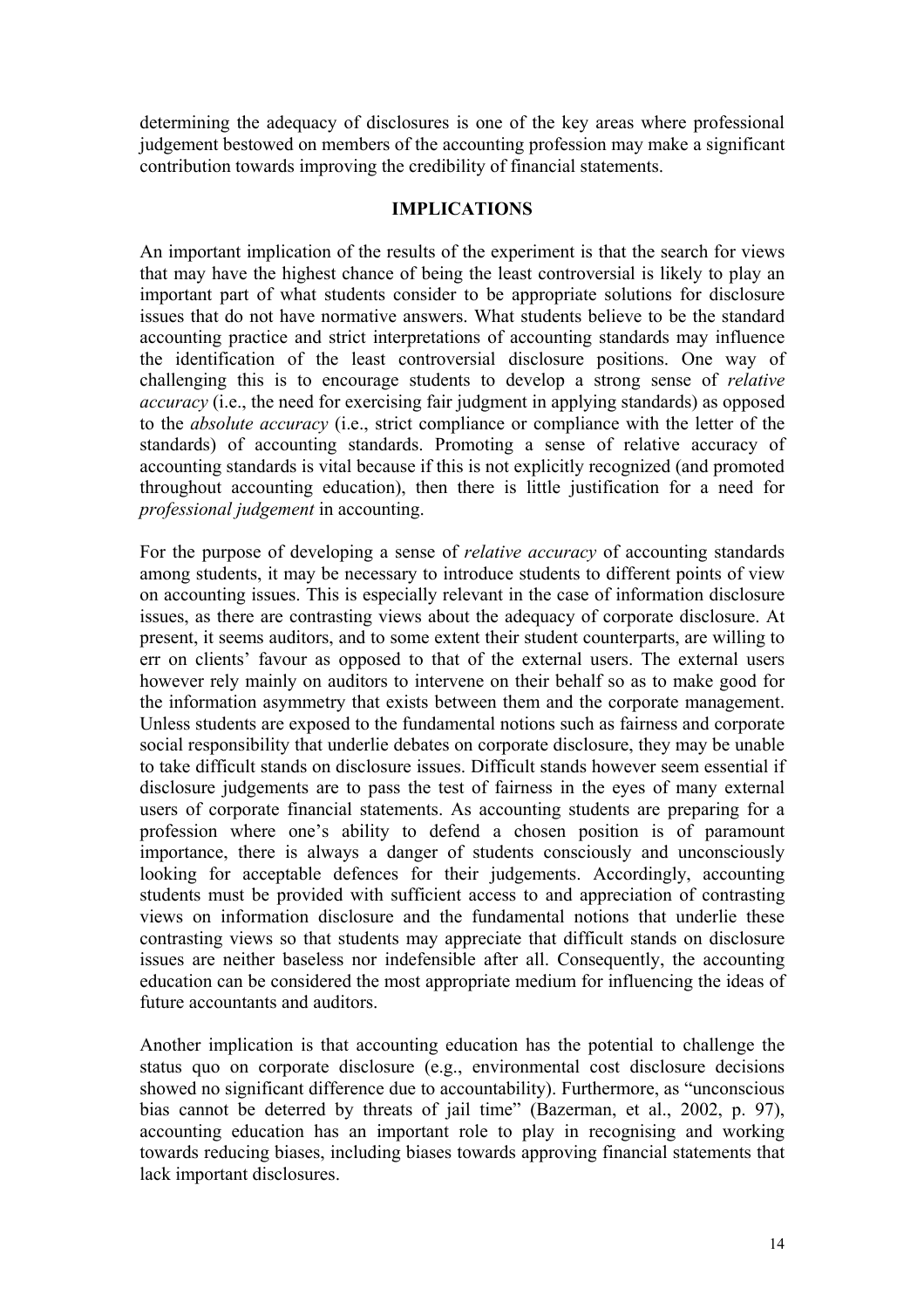determining the adequacy of disclosures is one of the key areas where professional judgement bestowed on members of the accounting profession may make a significant contribution towards improving the credibility of financial statements.

## IMPLICATIONS

An important implication of the results of the experiment is that the search for views that may have the highest chance of being the least controversial is likely to play an important part of what students consider to be appropriate solutions for disclosure issues that do not have normative answers. What students believe to be the standard accounting practice and strict interpretations of accounting standards may influence the identification of the least controversial disclosure positions. One way of challenging this is to encourage students to develop a strong sense of *relative accuracy* (i.e., the need for exercising fair judgment in applying standards) as opposed to the *absolute accuracy* (i.e., strict compliance or compliance with the letter of the standards) of accounting standards. Promoting a sense of relative accuracy of accounting standards is vital because if this is not explicitly recognized (and promoted throughout accounting education), then there is little justification for a need for *professional judgement* in accounting.

For the purpose of developing a sense of *relative accuracy* of accounting standards among students, it may be necessary to introduce students to different points of view on accounting issues. This is especially relevant in the case of information disclosure issues, as there are contrasting views about the adequacy of corporate disclosure. At present, it seems auditors, and to some extent their student counterparts, are willing to err on clients' favour as opposed to that of the external users. The external users however rely mainly on auditors to intervene on their behalf so as to make good for the information asymmetry that exists between them and the corporate management. Unless students are exposed to the fundamental notions such as fairness and corporate social responsibility that underlie debates on corporate disclosure, they may be unable to take difficult stands on disclosure issues. Difficult stands however seem essential if disclosure judgements are to pass the test of fairness in the eyes of many external users of corporate financial statements. As accounting students are preparing for a profession where one's ability to defend a chosen position is of paramount importance, there is always a danger of students consciously and unconsciously looking for acceptable defences for their judgements. Accordingly, accounting students must be provided with sufficient access to and appreciation of contrasting views on information disclosure and the fundamental notions that underlie these contrasting views so that students may appreciate that difficult stands on disclosure issues are neither baseless nor indefensible after all. Consequently, the accounting education can be considered the most appropriate medium for influencing the ideas of future accountants and auditors.

Another implication is that accounting education has the potential to challenge the status quo on corporate disclosure (e.g., environmental cost disclosure decisions showed no significant difference due to accountability). Furthermore, as "unconscious bias cannot be deterred by threats of jail time" (Bazerman, et al., 2002, p. 97), accounting education has an important role to play in recognising and working towards reducing biases, including biases towards approving financial statements that lack important disclosures.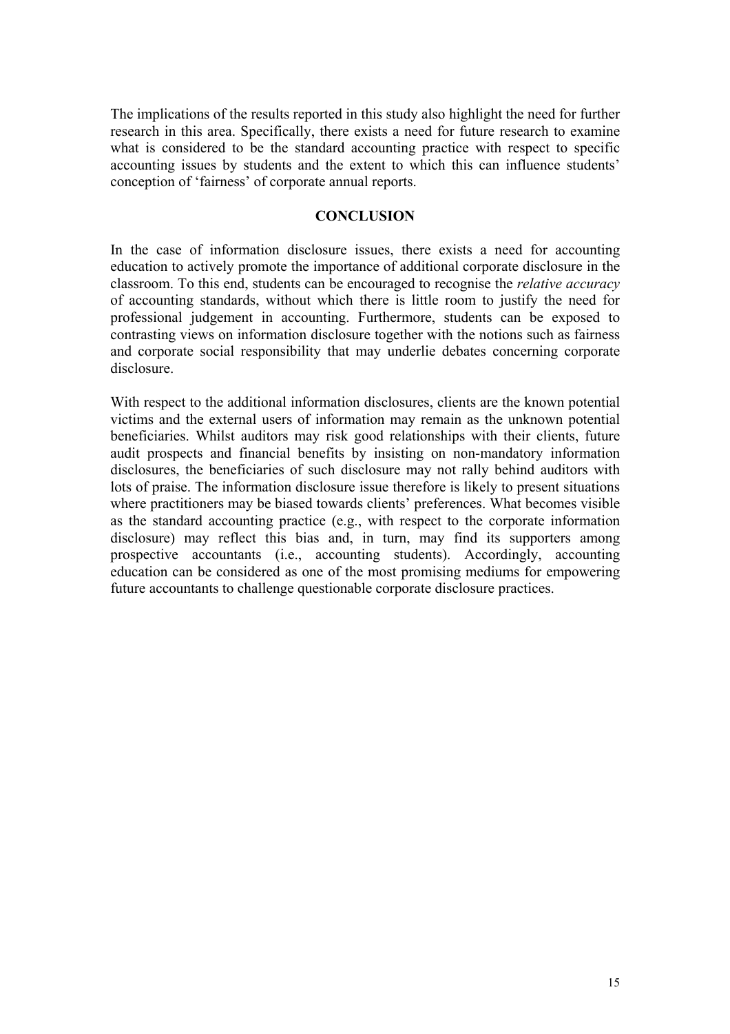The implications of the results reported in this study also highlight the need for further research in this area. Specifically, there exists a need for future research to examine what is considered to be the standard accounting practice with respect to specific accounting issues by students and the extent to which this can influence students' conception of 'fairness' of corporate annual reports.

## CONCLUSION

In the case of information disclosure issues, there exists a need for accounting education to actively promote the importance of additional corporate disclosure in the classroom. To this end, students can be encouraged to recognise the *relative accuracy* of accounting standards, without which there is little room to justify the need for professional judgement in accounting. Furthermore, students can be exposed to contrasting views on information disclosure together with the notions such as fairness and corporate social responsibility that may underlie debates concerning corporate disclosure.

With respect to the additional information disclosures, clients are the known potential victims and the external users of information may remain as the unknown potential beneficiaries. Whilst auditors may risk good relationships with their clients, future audit prospects and financial benefits by insisting on non-mandatory information disclosures, the beneficiaries of such disclosure may not rally behind auditors with lots of praise. The information disclosure issue therefore is likely to present situations where practitioners may be biased towards clients' preferences. What becomes visible as the standard accounting practice (e.g., with respect to the corporate information disclosure) may reflect this bias and, in turn, may find its supporters among prospective accountants (i.e., accounting students). Accordingly, accounting education can be considered as one of the most promising mediums for empowering future accountants to challenge questionable corporate disclosure practices.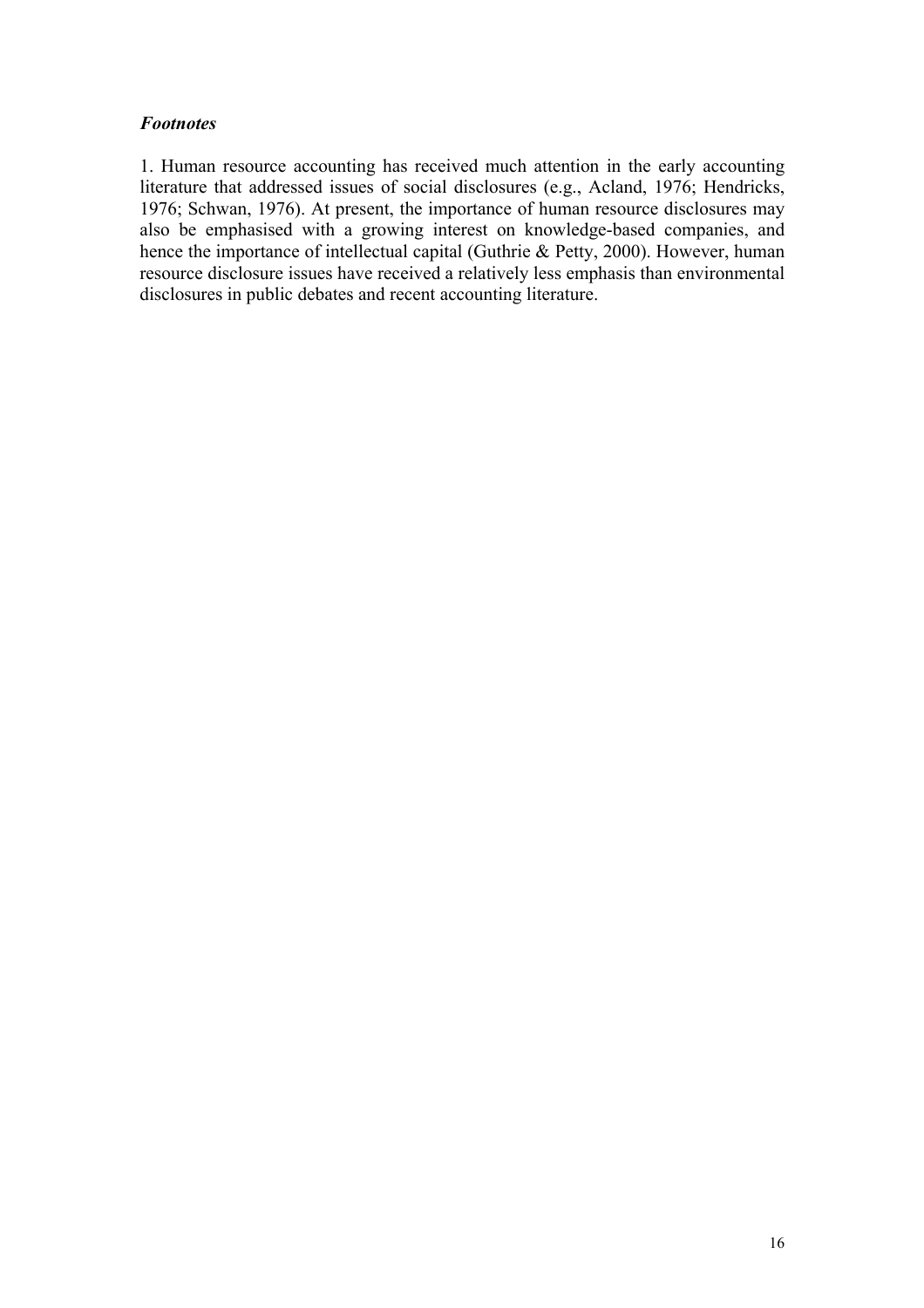### *Footnotes*

1. Human resource accounting has received much attention in the early accounting literature that addressed issues of social disclosures (e.g., Acland, 1976; Hendricks, 1976; Schwan, 1976). At present, the importance of human resource disclosures may also be emphasised with a growing interest on knowledge-based companies, and hence the importance of intellectual capital (Guthrie & Petty, 2000). However, human resource disclosure issues have received a relatively less emphasis than environmental disclosures in public debates and recent accounting literature.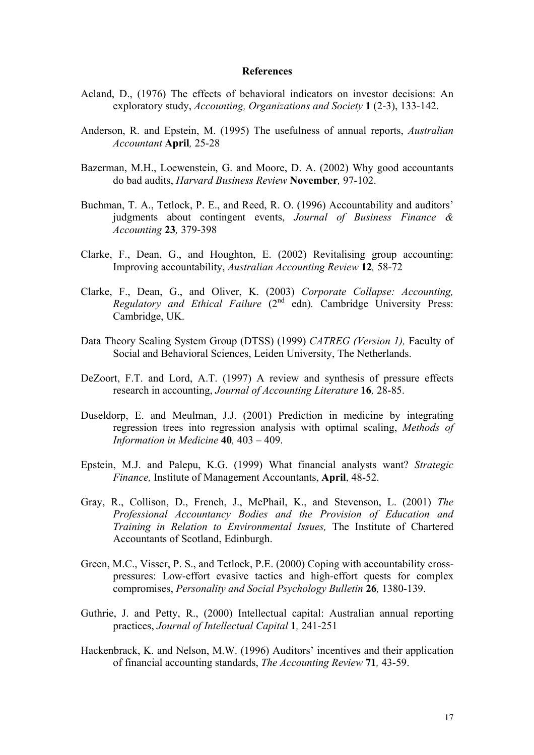# References

Acland, D., (1976) The effects of behavioral indicators on investor decisions: An exploratory study, *Accounting, Organizations and Society* **1** (2-3), 133-142.

Anderson, R. and Epstein, M. (1995) The usefulness of annual reports, *Australian Accountant* **April***,* 25-28

Bazerman, M.H., Loewenstein, G. and Moore, D. A. (2002) Why good accountants do bad audits, *Harvard Business Review* **November***,* 97-102.

Buchman, T. A., Tetlock, P. E., and Reed, R. O. (1996) Accountability and auditors' judgments about contingent events, *Journal of Business Finance & Accounting* **23***,* 379-398

Clarke, F., Dean, G., and Houghton, E. (2002) Revitalising group accounting: Improving accountability, *Australian Accounting Review* **12***,* 58-72

Clarke, F., Dean, G., and Oliver, K. (2003) *Corporate Collapse: Accounting, Regulatory and Ethical Failure* (2nd edn)*.* Cambridge University Press: Cambridge, UK.

Data Theory Scaling System Group (DTSS) (1999) *CATREG (Version 1),* Faculty of Social and Behavioral Sciences, Leiden University, The Netherlands.

DeZoort, F.T. and Lord, A.T. (1997) A review and synthesis of pressure effects research in accounting, *Journal of Accounting Literature* **16***,* 28-85.

Duseldorp, E. and Meulman, J.J. (2001) Prediction in medicine by integrating regression trees into regression analysis with optimal scaling, *Methods of Information in Medicine* **40***,* 403 – 409.

Epstein, M.J. and Palepu, K.G. (1999) What financial analysts want? *Strategic Finance,* Institute of Management Accountants, **April**, 48-52.

Gray, R., Collison, D., French, J., McPhail, K., and Stevenson, L. (2001) *The Professional Accountancy Bodies and the Provision of Education and Training in Relation to Environmental Issues,* The Institute of Chartered Accountants of Scotland, Edinburgh.

Green, M.C., Visser, P. S., and Tetlock, P.E. (2000) Coping with accountability cross-pressures: Low-effort evasive tactics and high-effort quests for complex compromises, *Personality and Social Psychology Bulletin* **26***,* 1380-139.

Guthrie, J. and Petty, R., (2000) Intellectual capital: Australian annual reporting practices, *Journal of Intellectual Capital* **1***,* 241-251

Hackenbrack, K. and Nelson, M.W. (1996) Auditors' incentives and their application of financial accounting standards, *The Accounting Review* **71***,* 43-59.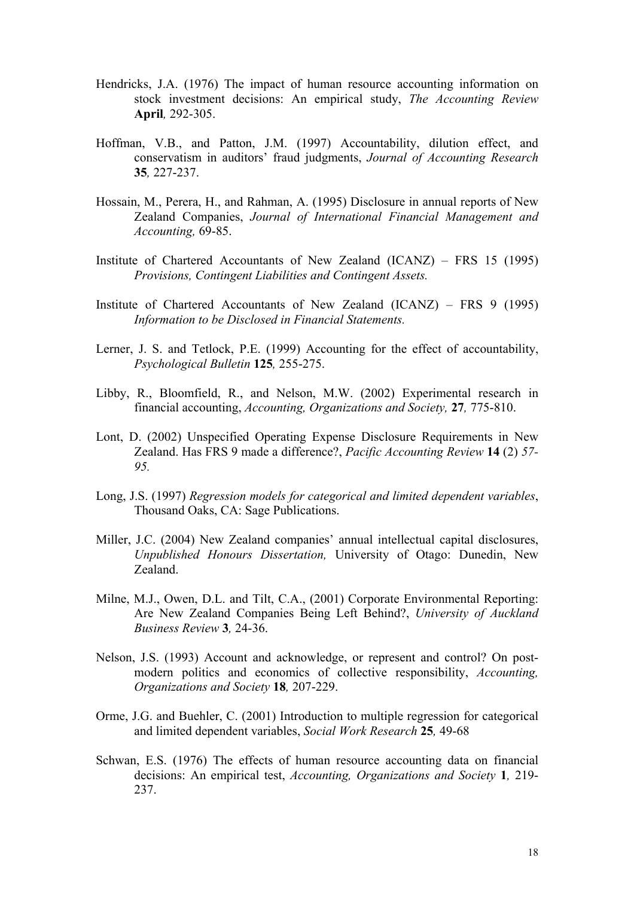Hendricks, J.A. (1976) The impact of human resource accounting information on stock investment decisions: An empirical study, *The Accounting Review* **April***,* 292-305.

Hoffman, V.B., and Patton, J.M. (1997) Accountability, dilution effect, and conservatism in auditors' fraud judgments, *Journal of Accounting Research* **35***,* 227-237.

Hossain, M., Perera, H., and Rahman, A. (1995) Disclosure in annual reports of New Zealand Companies, *Journal of International Financial Management and Accounting,* 69-85.

Institute of Chartered Accountants of New Zealand (ICANZ) – FRS 15 (1995) *Provisions, Contingent Liabilities and Contingent Assets.*

Institute of Chartered Accountants of New Zealand (ICANZ) – FRS 9 (1995) *Information to be Disclosed in Financial Statements.*

Lerner, J. S. and Tetlock, P.E. (1999) Accounting for the effect of accountability, *Psychological Bulletin* **125***,* 255-275.

Libby, R., Bloomfield, R., and Nelson, M.W. (2002) Experimental research in financial accounting, *Accounting, Organizations and Society,* **27***,* 775-810.

Lont, D. (2002) Unspecified Operating Expense Disclosure Requirements in New Zealand. Has FRS 9 made a difference?, *Pacific Accounting Review* **14** (2) *57-95.*

Long, J.S. (1997) *Regression models for categorical and limited dependent variables*, Thousand Oaks, CA: Sage Publications.

Miller, J.C. (2004) New Zealand companies' annual intellectual capital disclosures, *Unpublished Honours Dissertation,* University of Otago: Dunedin, New Zealand.

Milne, M.J., Owen, D.L. and Tilt, C.A., (2001) Corporate Environmental Reporting: Are New Zealand Companies Being Left Behind?, *University of Auckland Business Review* **3***,* 24-36.

Nelson, J.S. (1993) Account and acknowledge, or represent and control? On post-modern politics and economics of collective responsibility, *Accounting, Organizations and Society* **18***,* 207-229.

Orme, J.G. and Buehler, C. (2001) Introduction to multiple regression for categorical and limited dependent variables, *Social Work Research* **25***,* 49-68

Schwan, E.S. (1976) The effects of human resource accounting data on financial decisions: An empirical test, *Accounting, Organizations and Society* **1***,* 219-237.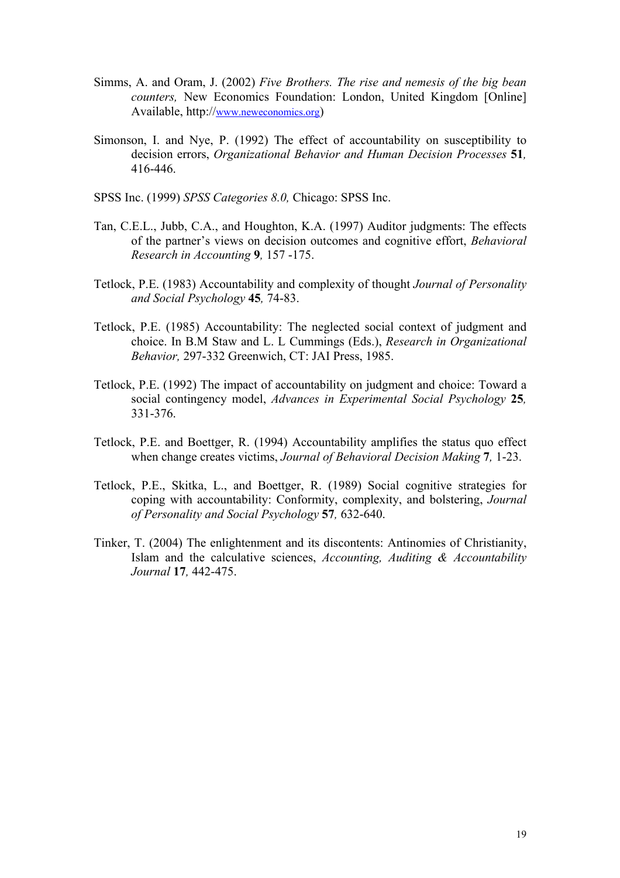Simms, A. and Oram, J. (2002) *Five Brothers. The rise and nemesis of the big bean counters,* New Economics Foundation: London, United Kingdom [Online] Available, http://www.neweconomics.org)

Simonson, I. and Nye, P. (1992) The effect of accountability on susceptibility to decision errors, *Organizational Behavior and Human Decision Processes* **51***,* 416-446.

SPSS Inc. (1999) *SPSS Categories 8.0,* Chicago: SPSS Inc.

Tan, C.E.L., Jubb, C.A., and Houghton, K.A. (1997) Auditor judgments: The effects of the partner's views on decision outcomes and cognitive effort, *Behavioral Research in Accounting* **9***,* 157 -175.

Tetlock, P.E. (1983) Accountability and complexity of thought *Journal of Personality and Social Psychology* **45***,* 74-83.

Tetlock, P.E. (1985) Accountability: The neglected social context of judgment and choice. In B.M Staw and L. L Cummings (Eds.), *Research in Organizational Behavior,* 297-332 Greenwich, CT: JAI Press, 1985.

Tetlock, P.E. (1992) The impact of accountability on judgment and choice: Toward a social contingency model, *Advances in Experimental Social Psychology* **25***,* 331-376.

Tetlock, P.E. and Boettger, R. (1994) Accountability amplifies the status quo effect when change creates victims, *Journal of Behavioral Decision Making* **7***,* 1-23.

Tetlock, P.E., Skitka, L., and Boettger, R. (1989) Social cognitive strategies for coping with accountability: Conformity, complexity, and bolstering, *Journal of Personality and Social Psychology* **57***,* 632-640.

Tinker, T. (2004) The enlightenment and its discontents: Antinomies of Christianity, Islam and the calculative sciences, *Accounting, Auditing & Accountability Journal* **17***,* 442-475.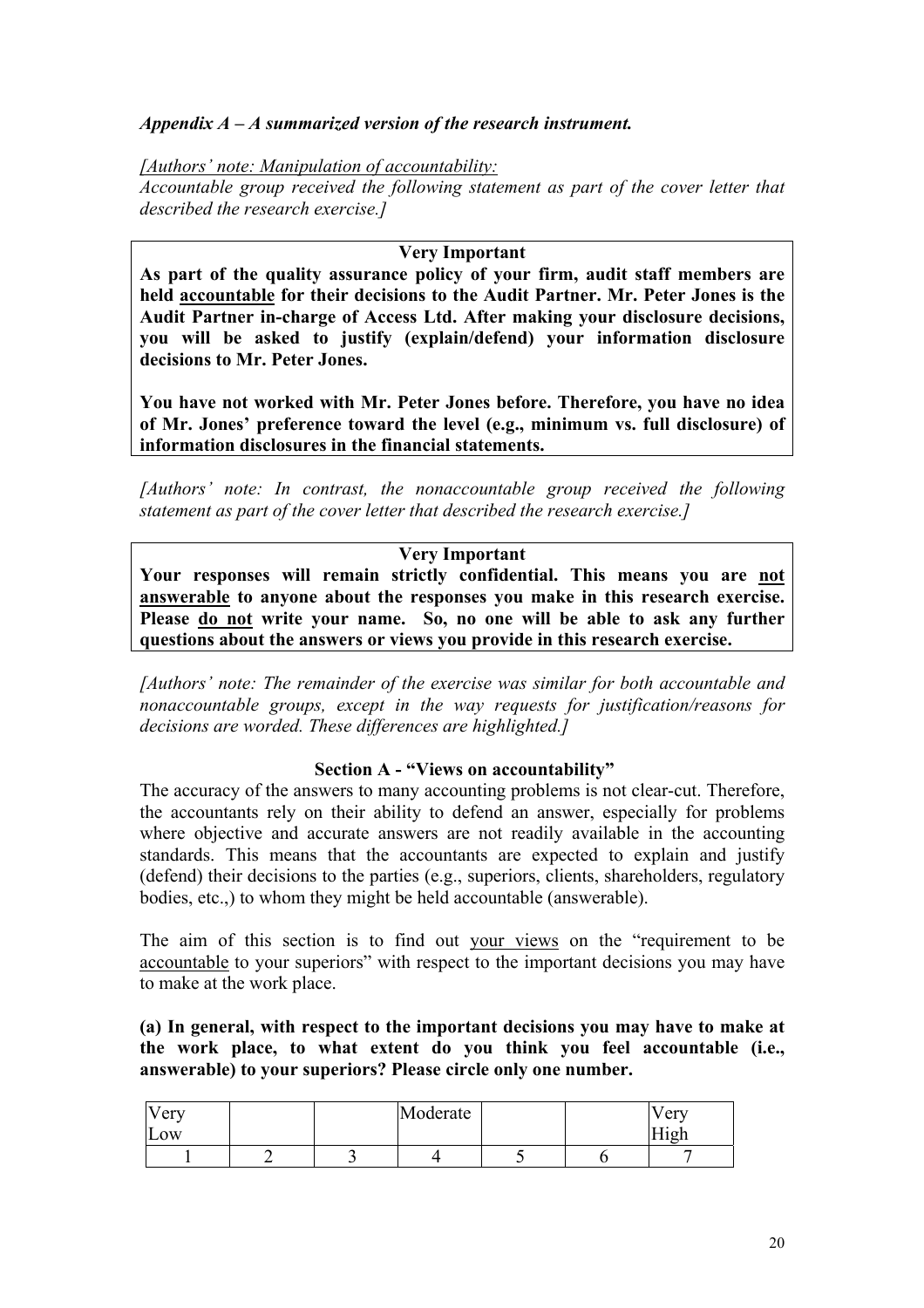*Appendix A – A summarized version of the research instrument.*

*[Authors' note: <u>Manipulation of accountability:</u>*
*Accountable group received the following statement as part of the cover letter that described the research exercise.]*

> **Very Important**
>
> **As part of the quality assurance policy of your firm, audit staff members are held <u>accountable</u> for their decisions to the Audit Partner. Mr. Peter Jones is the Audit Partner in-charge of Access Ltd. After making your disclosure decisions, you will be asked to justify (explain/defend) your information disclosure decisions to Mr. Peter Jones.**
>
> **You have not worked with Mr. Peter Jones before. Therefore, you have no idea of Mr. Jones' preference toward the level (e.g., minimum vs. full disclosure) of information disclosures in the financial statements.**

*[Authors' note: In contrast, the nonaccountable group received the following statement as part of the cover letter that described the research exercise.]*

> **Very Important**
>
> **Your responses will remain strictly confidential. This means you are <u>not answerable</u> to anyone about the responses you make in this research exercise. Please <u>do not</u> write your name. So, no one will be able to ask any further questions about the answers or views you provide in this research exercise.**

*[Authors' note: The remainder of the exercise was similar for both accountable and nonaccountable groups, except in the way requests for justification/reasons for decisions are worded. These differences are highlighted.]*

### Section A - "Views on accountability"

The accuracy of the answers to many accounting problems is not clear-cut. Therefore, the accountants rely on their ability to defend an answer, especially for problems where objective and accurate answers are not readily available in the accounting standards. This means that the accountants are expected to explain and justify (defend) their decisions to the parties (e.g., superiors, clients, shareholders, regulatory bodies, etc.,) to whom they might be held accountable (answerable).

The aim of this section is to find out <u>your views</u> on the "requirement to be <u>accountable</u> to your superiors" with respect to the important decisions you may have to make at the work place.

**(a) In general, with respect to the important decisions you may have to make at the work place, to what extent do you think you feel accountable (i.e., answerable) to your superiors? Please circle only one number.**

| Very Low | | | Moderate | | | Very High |
|---|---|---|---|---|---|---|
| 1 | 2 | 3 | 4 | 5 | 6 | 7 |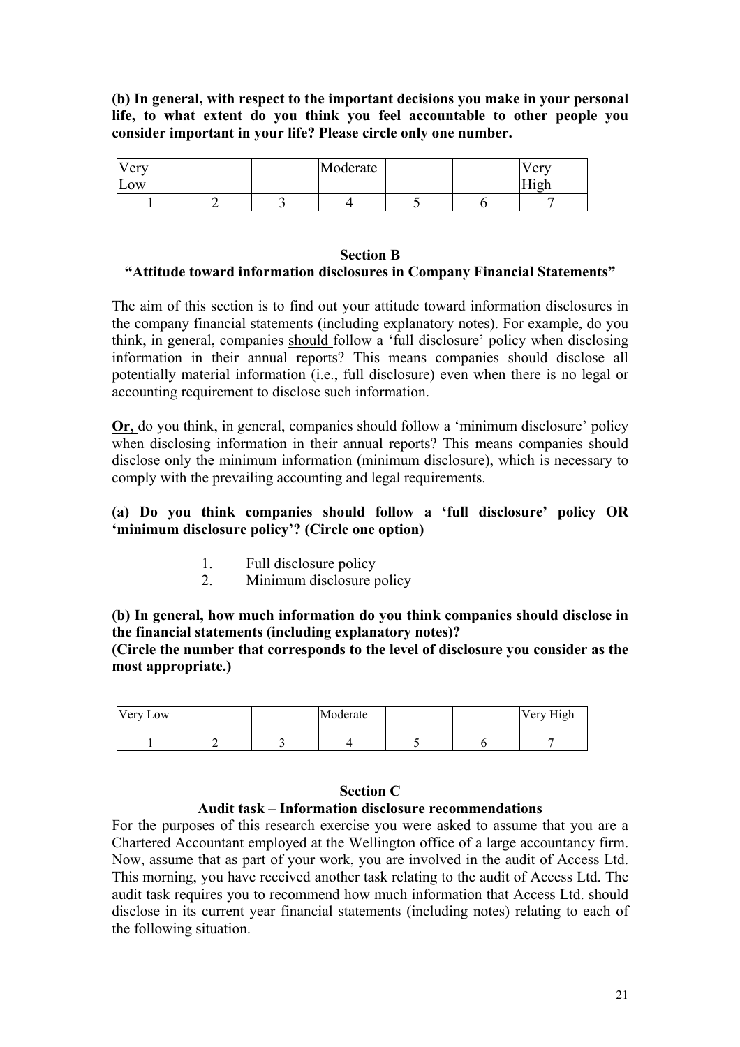**(b) In general, with respect to the important decisions you make in your personal life, to what extent do you think you feel accountable to other people you consider important in your life? Please circle only one number.**

| Very Low | | | Moderate | | | Very High |
|---|---|---|---|---|---|---|
| 1 | 2 | 3 | 4 | 5 | 6 | 7 |

## Section B

### "Attitude toward information disclosures in Company Financial Statements"

The aim of this section is to find out <u>your attitude</u> toward <u>information disclosures</u> in the company financial statements (including explanatory notes). For example, do you think, in general, companies <u>should</u> follow a 'full disclosure' policy when disclosing information in their annual reports? This means companies should disclose all potentially material information (i.e., full disclosure) even when there is no legal or accounting requirement to disclose such information.

<u>**Or,**</u> do you think, in general, companies <u>should</u> follow a 'minimum disclosure' policy when disclosing information in their annual reports? This means companies should disclose only the minimum information (minimum disclosure), which is necessary to comply with the prevailing accounting and legal requirements.

**(a) Do you think companies should follow a 'full disclosure' policy OR 'minimum disclosure policy'? (Circle one option)**

1. Full disclosure policy
2. Minimum disclosure policy

**(b) In general, how much information do you think companies should disclose in the financial statements (including explanatory notes)?**
**(Circle the number that corresponds to the level of disclosure you consider as the most appropriate.)**

| Very Low | | | Moderate | | | Very High |
|---|---|---|---|---|---|---|
| 1 | 2 | 3 | 4 | 5 | 6 | 7 |

## Section C

### Audit task – Information disclosure recommendations

For the purposes of this research exercise you were asked to assume that you are a Chartered Accountant employed at the Wellington office of a large accountancy firm. Now, assume that as part of your work, you are involved in the audit of Access Ltd. This morning, you have received another task relating to the audit of Access Ltd. The audit task requires you to recommend how much information that Access Ltd. should disclose in its current year financial statements (including notes) relating to each of the following situation.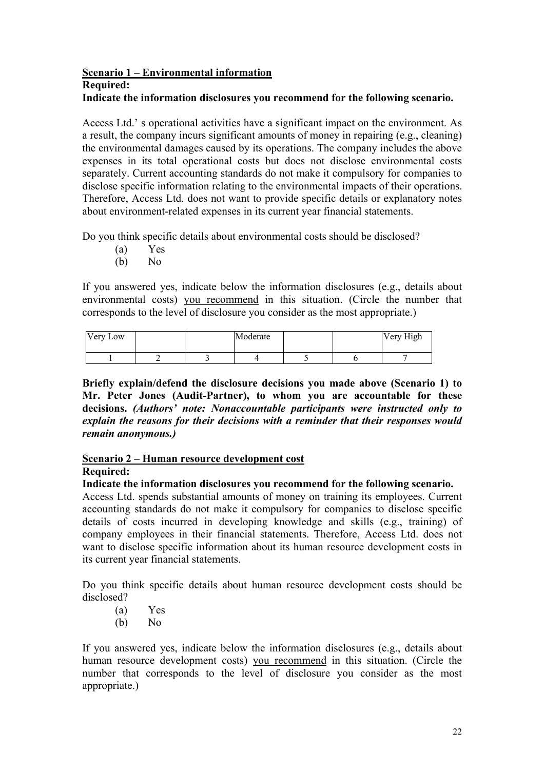**<u>Scenario 1 – Environmental information</u>**

**Required:**

**Indicate the information disclosures you recommend for the following scenario.**

Access Ltd.' s operational activities have a significant impact on the environment. As a result, the company incurs significant amounts of money in repairing (e.g., cleaning) the environmental damages caused by its operations. The company includes the above expenses in its total operational costs but does not disclose environmental costs separately. Current accounting standards do not make it compulsory for companies to disclose specific information relating to the environmental impacts of their operations. Therefore, Access Ltd. does not want to provide specific details or explanatory notes about environment-related expenses in its current year financial statements.

Do you think specific details about environmental costs should be disclosed?

(a) Yes
(b) No

If you answered yes, indicate below the information disclosures (e.g., details about environmental costs) <u>you recommend</u> in this situation. (Circle the number that corresponds to the level of disclosure you consider as the most appropriate.)

| Very Low | | | Moderate | | | Very High |
|---|---|---|---|---|---|---|
| 1 | 2 | 3 | 4 | 5 | 6 | 7 |

**Briefly explain/defend the disclosure decisions you made above (Scenario 1) to Mr. Peter Jones (Audit-Partner), to whom you are accountable for these decisions.** ***(Authors' note: Nonaccountable participants were instructed only to explain the reasons for their decisions with a reminder that their responses would remain anonymous.)***

**<u>Scenario 2 – Human resource development cost</u>**

**Required:**

**Indicate the information disclosures you recommend for the following scenario.**

Access Ltd. spends substantial amounts of money on training its employees. Current accounting standards do not make it compulsory for companies to disclose specific details of costs incurred in developing knowledge and skills (e.g., training) of company employees in their financial statements. Therefore, Access Ltd. does not want to disclose specific information about its human resource development costs in its current year financial statements.

Do you think specific details about human resource development costs should be disclosed?

(a) Yes
(b) No

If you answered yes, indicate below the information disclosures (e.g., details about human resource development costs) <u>you recommend</u> in this situation. (Circle the number that corresponds to the level of disclosure you consider as the most appropriate.)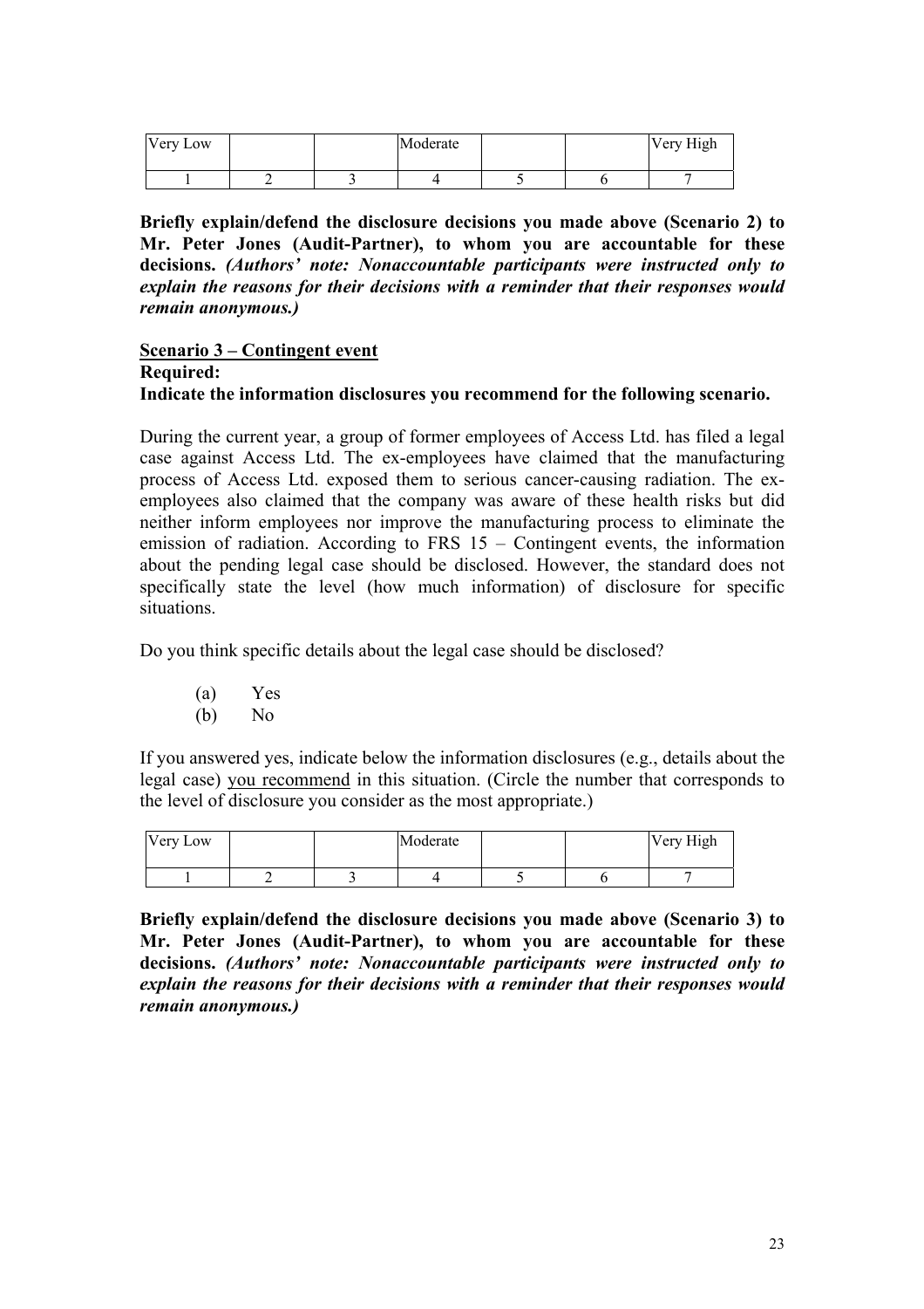| Very Low | | | Moderate | | | Very High |
|---|---|---|---|---|---|---|
| 1 | 2 | 3 | 4 | 5 | 6 | 7 |

**Briefly explain/defend the disclosure decisions you made above (Scenario 2) to Mr. Peter Jones (Audit-Partner), to whom you are accountable for these decisions.** ***(Authors' note: Nonaccountable participants were instructed only to explain the reasons for their decisions with a reminder that their responses would remain anonymous.)***

**Scenario 3 – Contingent event**

**Required:**

**Indicate the information disclosures you recommend for the following scenario.**

During the current year, a group of former employees of Access Ltd. has filed a legal case against Access Ltd. The ex-employees have claimed that the manufacturing process of Access Ltd. exposed them to serious cancer-causing radiation. The ex-employees also claimed that the company was aware of these health risks but did neither inform employees nor improve the manufacturing process to eliminate the emission of radiation. According to FRS 15 – Contingent events, the information about the pending legal case should be disclosed. However, the standard does not specifically state the level (how much information) of disclosure for specific situations.

Do you think specific details about the legal case should be disclosed?

(a) Yes
(b) No

If you answered yes, indicate below the information disclosures (e.g., details about the legal case) you recommend in this situation. (Circle the number that corresponds to the level of disclosure you consider as the most appropriate.)

| Very Low | | | Moderate | | | Very High |
|---|---|---|---|---|---|---|
| 1 | 2 | 3 | 4 | 5 | 6 | 7 |

**Briefly explain/defend the disclosure decisions you made above (Scenario 3) to Mr. Peter Jones (Audit-Partner), to whom you are accountable for these decisions.** ***(Authors' note: Nonaccountable participants were instructed only to explain the reasons for their decisions with a reminder that their responses would remain anonymous.)***